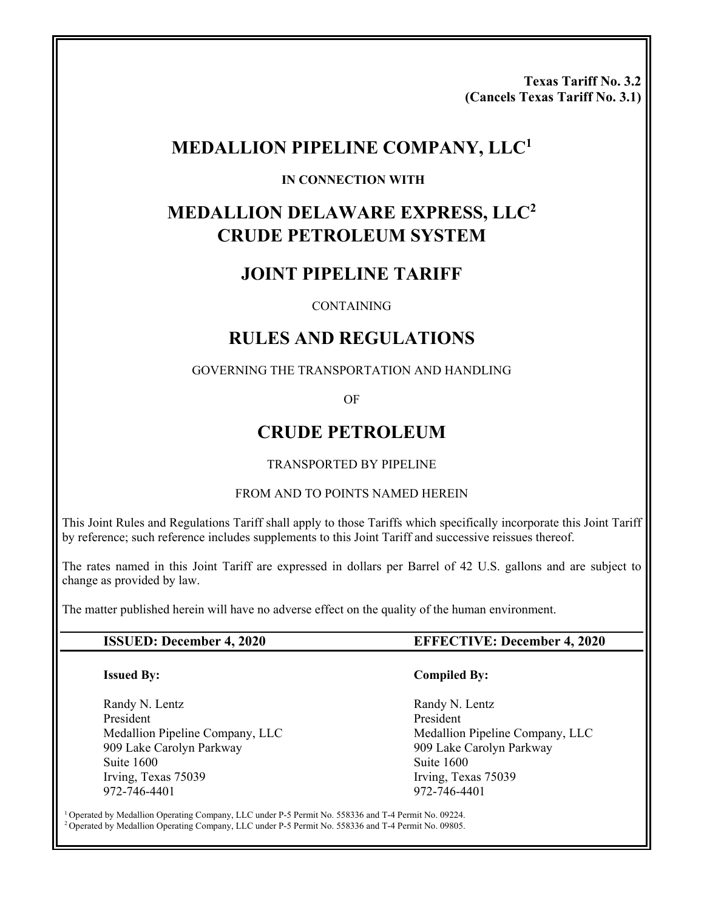**Texas Tariff No. 3.2**
**(Cancels Texas Tariff No. 3.1)**

# MEDALLION PIPELINE COMPANY, LLC[1]

**IN CONNECTION WITH**

# MEDALLION DELAWARE EXPRESS, LLC[2] CRUDE PETROLEUM SYSTEM

## JOINT PIPELINE TARIFF

CONTAINING

## RULES AND REGULATIONS

GOVERNING THE TRANSPORTATION AND HANDLING

OF

## CRUDE PETROLEUM

TRANSPORTED BY PIPELINE

FROM AND TO POINTS NAMED HEREIN

This Joint Rules and Regulations Tariff shall apply to those Tariffs which specifically incorporate this Joint Tariff by reference; such reference includes supplements to this Joint Tariff and successive reissues thereof.

The rates named in this Joint Tariff are expressed in dollars per Barrel of 42 U.S. gallons and are subject to change as provided by law.

The matter published herein will have no adverse effect on the quality of the human environment.

**ISSUED: December 4, 2020** | **EFFECTIVE: December 4, 2020**

**Issued By:**

Randy N. Lentz
President
Medallion Pipeline Company, LLC
909 Lake Carolyn Parkway
Suite 1600
Irving, Texas 75039
972-746-4401

**Compiled By:**

Randy N. Lentz
President
Medallion Pipeline Company, LLC
909 Lake Carolyn Parkway
Suite 1600
Irving, Texas 75039
972-746-4401

[1] Operated by Medallion Operating Company, LLC under P-5 Permit No. 558336 and T-4 Permit No. 09224.
[2] Operated by Medallion Operating Company, LLC under P-5 Permit No. 558336 and T-4 Permit No. 09805.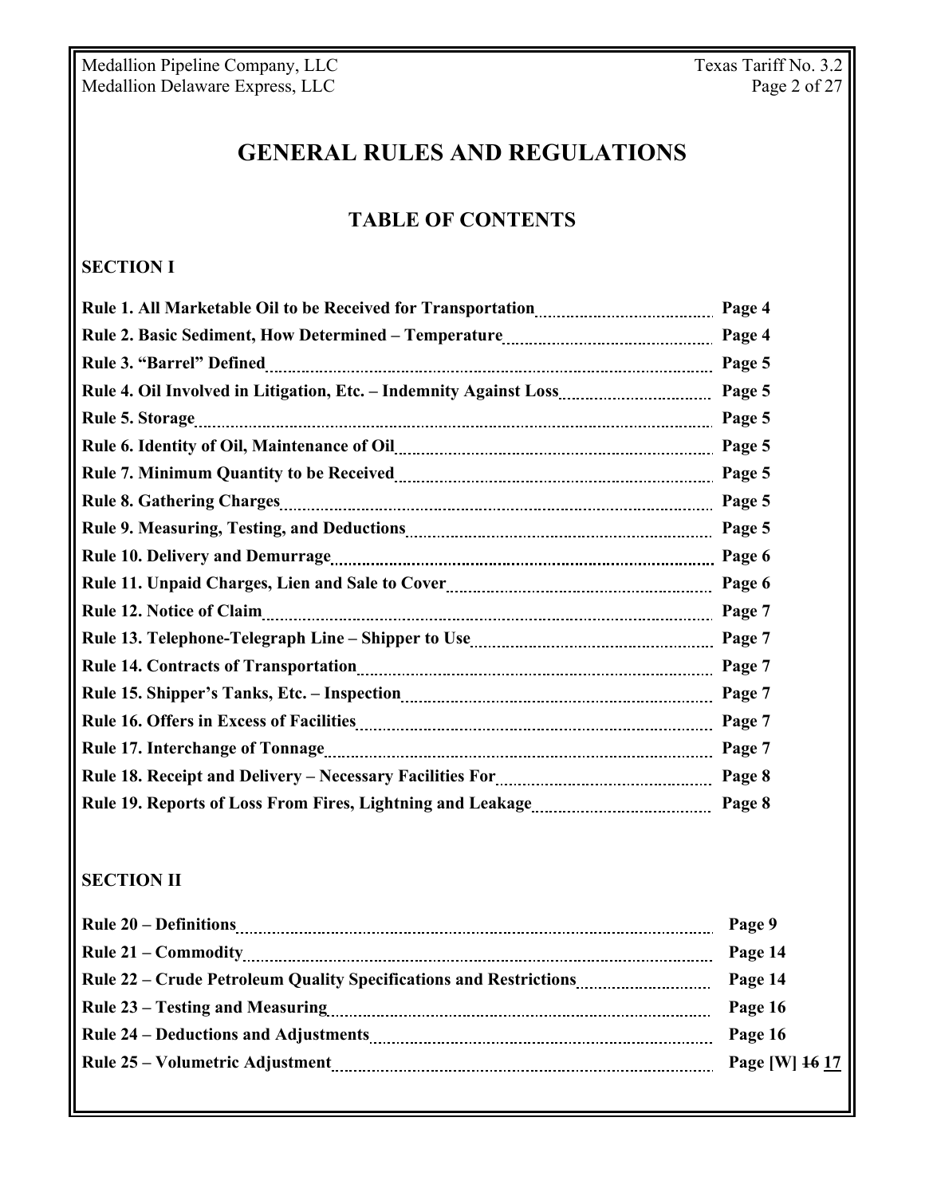# GENERAL RULES AND REGULATIONS

## TABLE OF CONTENTS

### SECTION I

| Rule | Page |
|---|---|
| **Rule 1. All Marketable Oil to be Received for Transportation** | **Page 4** |
| **Rule 2. Basic Sediment, How Determined – Temperature** | **Page 4** |
| **Rule 3. "Barrel" Defined** | **Page 5** |
| **Rule 4. Oil Involved in Litigation, Etc. – Indemnity Against Loss** | **Page 5** |
| **Rule 5. Storage** | **Page 5** |
| **Rule 6. Identity of Oil, Maintenance of Oil** | **Page 5** |
| **Rule 7. Minimum Quantity to be Received** | **Page 5** |
| **Rule 8. Gathering Charges** | **Page 5** |
| **Rule 9. Measuring, Testing, and Deductions** | **Page 5** |
| **Rule 10. Delivery and Demurrage** | **Page 6** |
| **Rule 11. Unpaid Charges, Lien and Sale to Cover** | **Page 6** |
| **Rule 12. Notice of Claim** | **Page 7** |
| **Rule 13. Telephone-Telegraph Line – Shipper to Use** | **Page 7** |
| **Rule 14. Contracts of Transportation** | **Page 7** |
| **Rule 15. Shipper's Tanks, Etc. – Inspection** | **Page 7** |
| **Rule 16. Offers in Excess of Facilities** | **Page 7** |
| **Rule 17. Interchange of Tonnage** | **Page 7** |
| **Rule 18. Receipt and Delivery – Necessary Facilities For** | **Page 8** |
| **Rule 19. Reports of Loss From Fires, Lightning and Leakage** | **Page 8** |

### SECTION II

| Rule | Page |
|---|---|
| **Rule 20 – Definitions** | **Page 9** |
| **Rule 21 – Commodity** | **Page 14** |
| **Rule 22 – Crude Petroleum Quality Specifications and Restrictions** | **Page 14** |
| **Rule 23 – Testing and Measuring** | **Page 16** |
| **Rule 24 – Deductions and Adjustments** | **Page 16** |
| **Rule 25 – Volumetric Adjustment** | **Page [W] ~~16~~ 17** |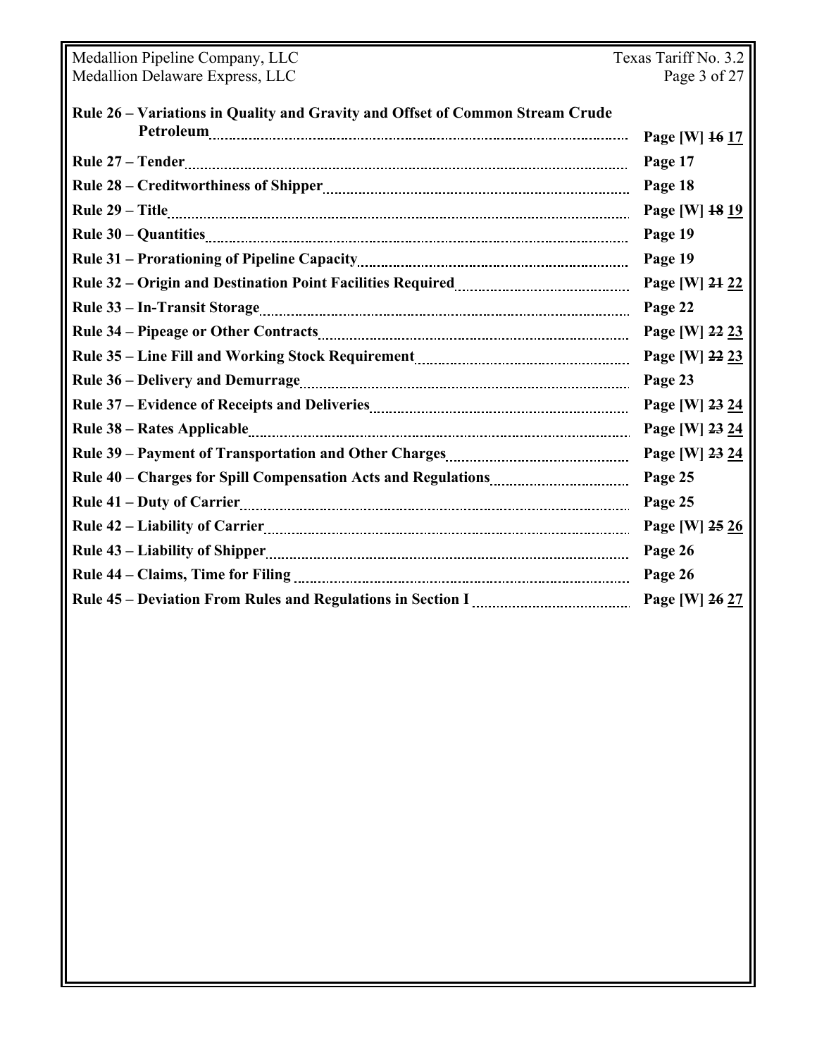| | |
|---|---|
| **Rule 26 – Variations in Quality and Gravity and Offset of Common Stream Crude Petroleum** | **Page [W] ~~16~~ <u>17</u>** |
| **Rule 27 – Tender** | **Page 17** |
| **Rule 28 – Creditworthiness of Shipper** | **Page 18** |
| **Rule 29 – Title** | **Page [W] ~~18~~ <u>19</u>** |
| **Rule 30 – Quantities** | **Page 19** |
| **Rule 31 – Prorationing of Pipeline Capacity** | **Page 19** |
| **Rule 32 – Origin and Destination Point Facilities Required** | **Page [W] ~~21~~ <u>22</u>** |
| **Rule 33 – In-Transit Storage** | **Page 22** |
| **Rule 34 – Pipeage or Other Contracts** | **Page [W] ~~22~~ <u>23</u>** |
| **Rule 35 – Line Fill and Working Stock Requirement** | **Page [W] ~~22~~ <u>23</u>** |
| **Rule 36 – Delivery and Demurrage** | **Page 23** |
| **Rule 37 – Evidence of Receipts and Deliveries** | **Page [W] ~~23~~ <u>24</u>** |
| **Rule 38 – Rates Applicable** | **Page [W] ~~23~~ <u>24</u>** |
| **Rule 39 – Payment of Transportation and Other Charges** | **Page [W] ~~23~~ <u>24</u>** |
| **Rule 40 – Charges for Spill Compensation Acts and Regulations** | **Page 25** |
| **Rule 41 – Duty of Carrier** | **Page 25** |
| **Rule 42 – Liability of Carrier** | **Page [W] ~~25~~ <u>26</u>** |
| **Rule 43 – Liability of Shipper** | **Page 26** |
| **Rule 44 – Claims, Time for Filing** | **Page 26** |
| **Rule 45 – Deviation From Rules and Regulations in Section I** | **Page [W] ~~26~~ <u>27</u>** |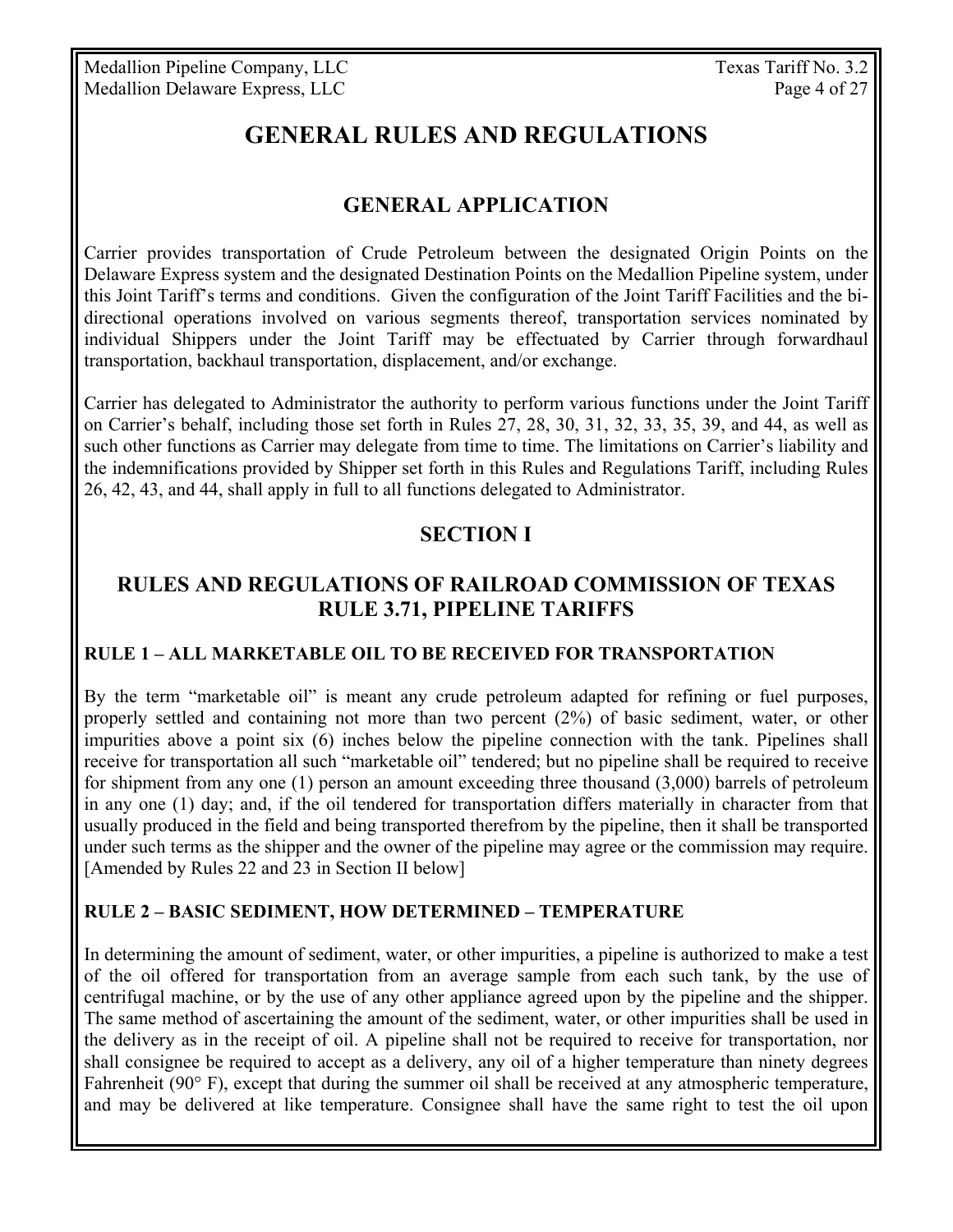# GENERAL RULES AND REGULATIONS

## GENERAL APPLICATION

Carrier provides transportation of Crude Petroleum between the designated Origin Points on the Delaware Express system and the designated Destination Points on the Medallion Pipeline system, under this Joint Tariff's terms and conditions. Given the configuration of the Joint Tariff Facilities and the bi-directional operations involved on various segments thereof, transportation services nominated by individual Shippers under the Joint Tariff may be effectuated by Carrier through forwardhaul transportation, backhaul transportation, displacement, and/or exchange.

Carrier has delegated to Administrator the authority to perform various functions under the Joint Tariff on Carrier's behalf, including those set forth in Rules 27, 28, 30, 31, 32, 33, 35, 39, and 44, as well as such other functions as Carrier may delegate from time to time. The limitations on Carrier's liability and the indemnifications provided by Shipper set forth in this Rules and Regulations Tariff, including Rules 26, 42, 43, and 44, shall apply in full to all functions delegated to Administrator.

## SECTION I

## RULES AND REGULATIONS OF RAILROAD COMMISSION OF TEXAS RULE 3.71, PIPELINE TARIFFS

### RULE 1 – ALL MARKETABLE OIL TO BE RECEIVED FOR TRANSPORTATION

By the term "marketable oil" is meant any crude petroleum adapted for refining or fuel purposes, properly settled and containing not more than two percent (2%) of basic sediment, water, or other impurities above a point six (6) inches below the pipeline connection with the tank. Pipelines shall receive for transportation all such "marketable oil" tendered; but no pipeline shall be required to receive for shipment from any one (1) person an amount exceeding three thousand (3,000) barrels of petroleum in any one (1) day; and, if the oil tendered for transportation differs materially in character from that usually produced in the field and being transported therefrom by the pipeline, then it shall be transported under such terms as the shipper and the owner of the pipeline may agree or the commission may require. [Amended by Rules 22 and 23 in Section II below]

### RULE 2 – BASIC SEDIMENT, HOW DETERMINED – TEMPERATURE

In determining the amount of sediment, water, or other impurities, a pipeline is authorized to make a test of the oil offered for transportation from an average sample from each such tank, by the use of centrifugal machine, or by the use of any other appliance agreed upon by the pipeline and the shipper. The same method of ascertaining the amount of the sediment, water, or other impurities shall be used in the delivery as in the receipt of oil. A pipeline shall not be required to receive for transportation, nor shall consignee be required to accept as a delivery, any oil of a higher temperature than ninety degrees Fahrenheit (90° F), except that during the summer oil shall be received at any atmospheric temperature, and may be delivered at like temperature. Consignee shall have the same right to test the oil upon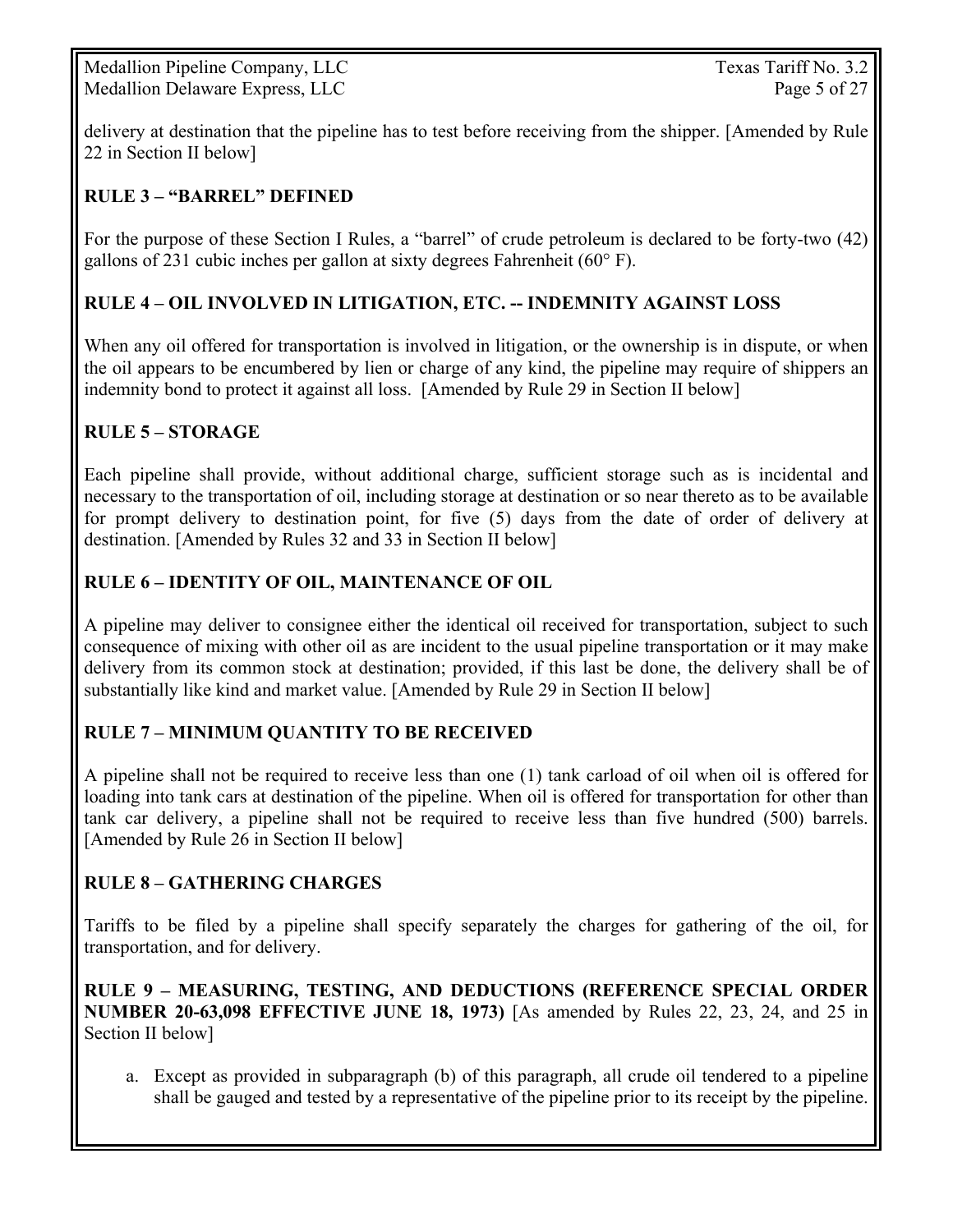delivery at destination that the pipeline has to test before receiving from the shipper. [Amended by Rule 22 in Section II below]

## RULE 3 – "BARREL" DEFINED

For the purpose of these Section I Rules, a "barrel" of crude petroleum is declared to be forty-two (42) gallons of 231 cubic inches per gallon at sixty degrees Fahrenheit (60° F).

## RULE 4 – OIL INVOLVED IN LITIGATION, ETC. -- INDEMNITY AGAINST LOSS

When any oil offered for transportation is involved in litigation, or the ownership is in dispute, or when the oil appears to be encumbered by lien or charge of any kind, the pipeline may require of shippers an indemnity bond to protect it against all loss. [Amended by Rule 29 in Section II below]

## RULE 5 – STORAGE

Each pipeline shall provide, without additional charge, sufficient storage such as is incidental and necessary to the transportation of oil, including storage at destination or so near thereto as to be available for prompt delivery to destination point, for five (5) days from the date of order of delivery at destination. [Amended by Rules 32 and 33 in Section II below]

## RULE 6 – IDENTITY OF OIL, MAINTENANCE OF OIL

A pipeline may deliver to consignee either the identical oil received for transportation, subject to such consequence of mixing with other oil as are incident to the usual pipeline transportation or it may make delivery from its common stock at destination; provided, if this last be done, the delivery shall be of substantially like kind and market value. [Amended by Rule 29 in Section II below]

## RULE 7 – MINIMUM QUANTITY TO BE RECEIVED

A pipeline shall not be required to receive less than one (1) tank carload of oil when oil is offered for loading into tank cars at destination of the pipeline. When oil is offered for transportation for other than tank car delivery, a pipeline shall not be required to receive less than five hundred (500) barrels. [Amended by Rule 26 in Section II below]

## RULE 8 – GATHERING CHARGES

Tariffs to be filed by a pipeline shall specify separately the charges for gathering of the oil, for transportation, and for delivery.

**RULE 9 – MEASURING, TESTING, AND DEDUCTIONS (REFERENCE SPECIAL ORDER NUMBER 20-63,098 EFFECTIVE JUNE 18, 1973)** [As amended by Rules 22, 23, 24, and 25 in Section II below]

a. Except as provided in subparagraph (b) of this paragraph, all crude oil tendered to a pipeline shall be gauged and tested by a representative of the pipeline prior to its receipt by the pipeline.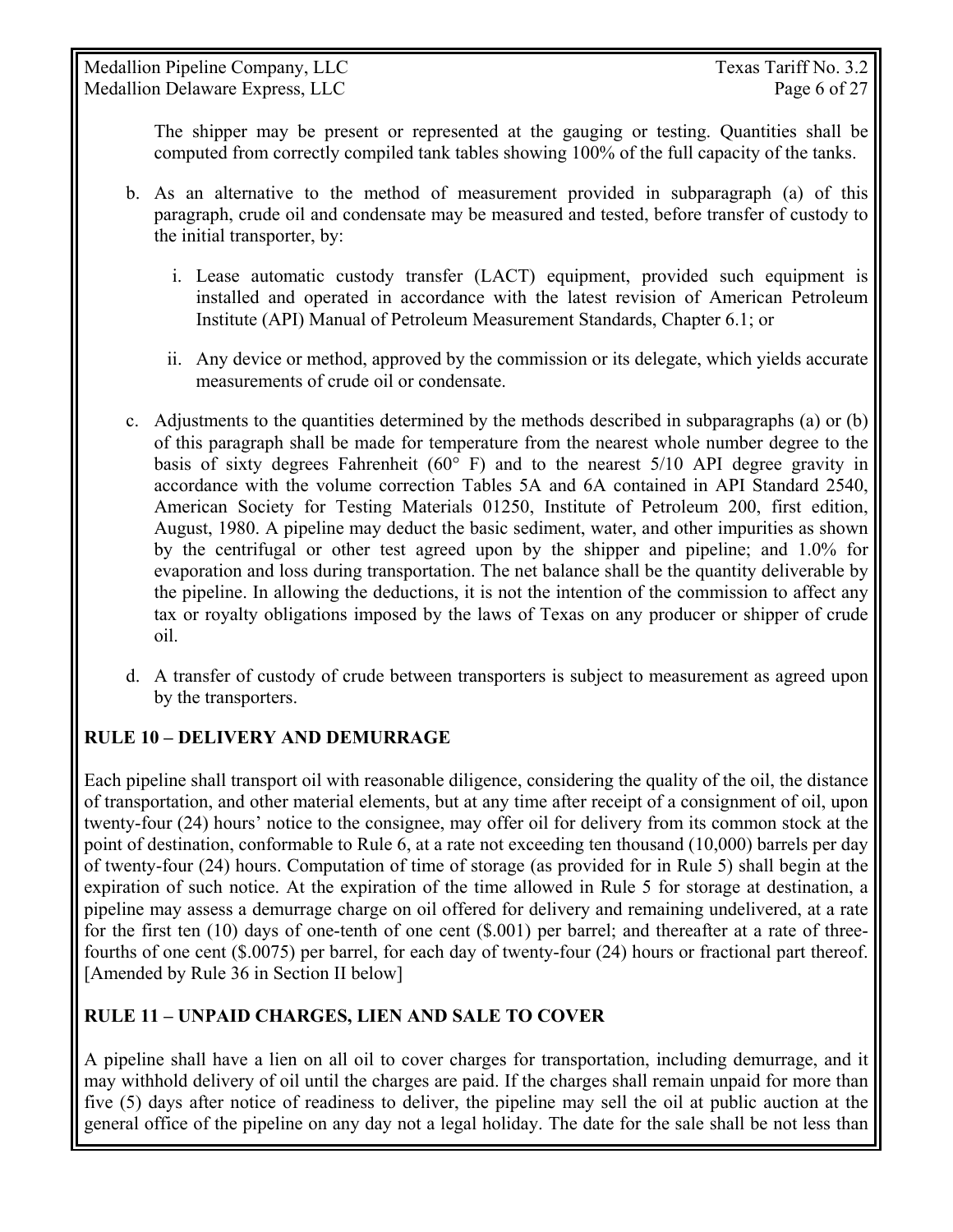The shipper may be present or represented at the gauging or testing. Quantities shall be computed from correctly compiled tank tables showing 100% of the full capacity of the tanks.

b. As an alternative to the method of measurement provided in subparagraph (a) of this paragraph, crude oil and condensate may be measured and tested, before transfer of custody to the initial transporter, by:

   i. Lease automatic custody transfer (LACT) equipment, provided such equipment is installed and operated in accordance with the latest revision of American Petroleum Institute (API) Manual of Petroleum Measurement Standards, Chapter 6.1; or

   ii. Any device or method, approved by the commission or its delegate, which yields accurate measurements of crude oil or condensate.

c. Adjustments to the quantities determined by the methods described in subparagraphs (a) or (b) of this paragraph shall be made for temperature from the nearest whole number degree to the basis of sixty degrees Fahrenheit (60° F) and to the nearest 5/10 API degree gravity in accordance with the volume correction Tables 5A and 6A contained in API Standard 2540, American Society for Testing Materials 01250, Institute of Petroleum 200, first edition, August, 1980. A pipeline may deduct the basic sediment, water, and other impurities as shown by the centrifugal or other test agreed upon by the shipper and pipeline; and 1.0% for evaporation and loss during transportation. The net balance shall be the quantity deliverable by the pipeline. In allowing the deductions, it is not the intention of the commission to affect any tax or royalty obligations imposed by the laws of Texas on any producer or shipper of crude oil.

d. A transfer of custody of crude between transporters is subject to measurement as agreed upon by the transporters.

## RULE 10 – DELIVERY AND DEMURRAGE

Each pipeline shall transport oil with reasonable diligence, considering the quality of the oil, the distance of transportation, and other material elements, but at any time after receipt of a consignment of oil, upon twenty-four (24) hours' notice to the consignee, may offer oil for delivery from its common stock at the point of destination, conformable to Rule 6, at a rate not exceeding ten thousand (10,000) barrels per day of twenty-four (24) hours. Computation of time of storage (as provided for in Rule 5) shall begin at the expiration of such notice. At the expiration of the time allowed in Rule 5 for storage at destination, a pipeline may assess a demurrage charge on oil offered for delivery and remaining undelivered, at a rate for the first ten (10) days of one-tenth of one cent ($.001) per barrel; and thereafter at a rate of three-fourths of one cent ($.0075) per barrel, for each day of twenty-four (24) hours or fractional part thereof. [Amended by Rule 36 in Section II below]

## RULE 11 – UNPAID CHARGES, LIEN AND SALE TO COVER

A pipeline shall have a lien on all oil to cover charges for transportation, including demurrage, and it may withhold delivery of oil until the charges are paid. If the charges shall remain unpaid for more than five (5) days after notice of readiness to deliver, the pipeline may sell the oil at public auction at the general office of the pipeline on any day not a legal holiday. The date for the sale shall be not less than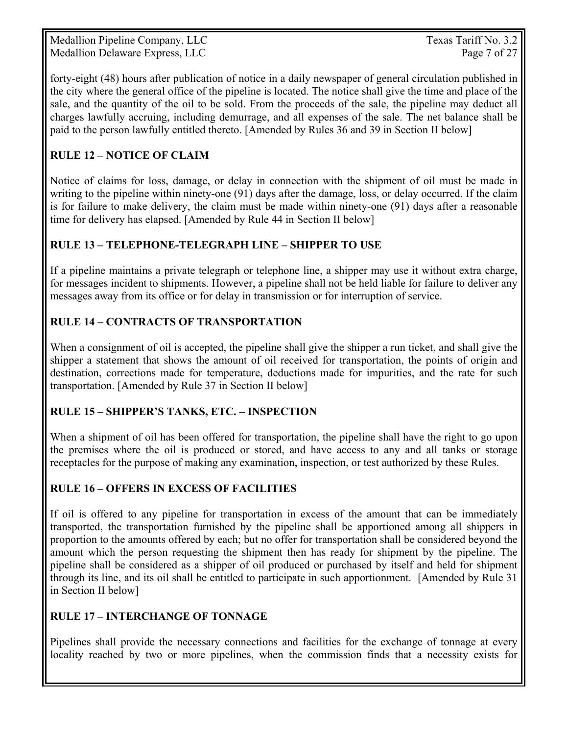forty-eight (48) hours after publication of notice in a daily newspaper of general circulation published in the city where the general office of the pipeline is located. The notice shall give the time and place of the sale, and the quantity of the oil to be sold. From the proceeds of the sale, the pipeline may deduct all charges lawfully accruing, including demurrage, and all expenses of the sale. The net balance shall be paid to the person lawfully entitled thereto. [Amended by Rules 36 and 39 in Section II below]

## RULE 12 – NOTICE OF CLAIM

Notice of claims for loss, damage, or delay in connection with the shipment of oil must be made in writing to the pipeline within ninety-one (91) days after the damage, loss, or delay occurred. If the claim is for failure to make delivery, the claim must be made within ninety-one (91) days after a reasonable time for delivery has elapsed. [Amended by Rule 44 in Section II below]

## RULE 13 – TELEPHONE-TELEGRAPH LINE – SHIPPER TO USE

If a pipeline maintains a private telegraph or telephone line, a shipper may use it without extra charge, for messages incident to shipments. However, a pipeline shall not be held liable for failure to deliver any messages away from its office or for delay in transmission or for interruption of service.

## RULE 14 – CONTRACTS OF TRANSPORTATION

When a consignment of oil is accepted, the pipeline shall give the shipper a run ticket, and shall give the shipper a statement that shows the amount of oil received for transportation, the points of origin and destination, corrections made for temperature, deductions made for impurities, and the rate for such transportation. [Amended by Rule 37 in Section II below]

## RULE 15 – SHIPPER'S TANKS, ETC. – INSPECTION

When a shipment of oil has been offered for transportation, the pipeline shall have the right to go upon the premises where the oil is produced or stored, and have access to any and all tanks or storage receptacles for the purpose of making any examination, inspection, or test authorized by these Rules.

## RULE 16 – OFFERS IN EXCESS OF FACILITIES

If oil is offered to any pipeline for transportation in excess of the amount that can be immediately transported, the transportation furnished by the pipeline shall be apportioned among all shippers in proportion to the amounts offered by each; but no offer for transportation shall be considered beyond the amount which the person requesting the shipment then has ready for shipment by the pipeline. The pipeline shall be considered as a shipper of oil produced or purchased by itself and held for shipment through its line, and its oil shall be entitled to participate in such apportionment. [Amended by Rule 31 in Section II below]

## RULE 17 – INTERCHANGE OF TONNAGE

Pipelines shall provide the necessary connections and facilities for the exchange of tonnage at every locality reached by two or more pipelines, when the commission finds that a necessity exists for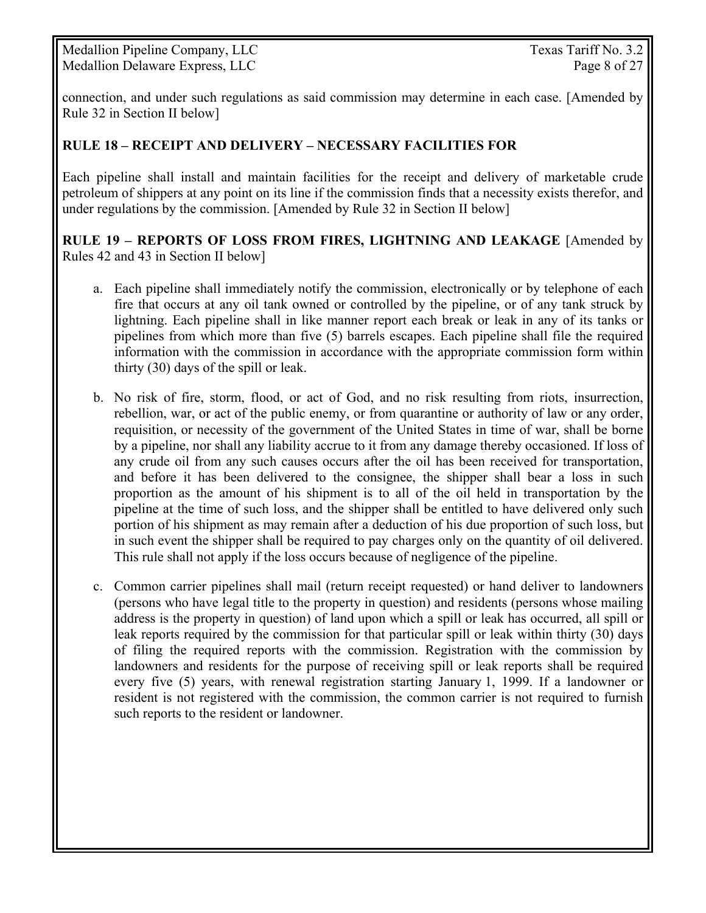connection, and under such regulations as said commission may determine in each case. [Amended by Rule 32 in Section II below]

**RULE 18 – RECEIPT AND DELIVERY – NECESSARY FACILITIES FOR**

Each pipeline shall install and maintain facilities for the receipt and delivery of marketable crude petroleum of shippers at any point on its line if the commission finds that a necessity exists therefor, and under regulations by the commission. [Amended by Rule 32 in Section II below]

**RULE 19 – REPORTS OF LOSS FROM FIRES, LIGHTNING AND LEAKAGE** [Amended by Rules 42 and 43 in Section II below]

a. Each pipeline shall immediately notify the commission, electronically or by telephone of each fire that occurs at any oil tank owned or controlled by the pipeline, or of any tank struck by lightning. Each pipeline shall in like manner report each break or leak in any of its tanks or pipelines from which more than five (5) barrels escapes. Each pipeline shall file the required information with the commission in accordance with the appropriate commission form within thirty (30) days of the spill or leak.

b. No risk of fire, storm, flood, or act of God, and no risk resulting from riots, insurrection, rebellion, war, or act of the public enemy, or from quarantine or authority of law or any order, requisition, or necessity of the government of the United States in time of war, shall be borne by a pipeline, nor shall any liability accrue to it from any damage thereby occasioned. If loss of any crude oil from any such causes occurs after the oil has been received for transportation, and before it has been delivered to the consignee, the shipper shall bear a loss in such proportion as the amount of his shipment is to all of the oil held in transportation by the pipeline at the time of such loss, and the shipper shall be entitled to have delivered only such portion of his shipment as may remain after a deduction of his due proportion of such loss, but in such event the shipper shall be required to pay charges only on the quantity of oil delivered. This rule shall not apply if the loss occurs because of negligence of the pipeline.

c. Common carrier pipelines shall mail (return receipt requested) or hand deliver to landowners (persons who have legal title to the property in question) and residents (persons whose mailing address is the property in question) of land upon which a spill or leak has occurred, all spill or leak reports required by the commission for that particular spill or leak within thirty (30) days of filing the required reports with the commission. Registration with the commission by landowners and residents for the purpose of receiving spill or leak reports shall be required every five (5) years, with renewal registration starting January 1, 1999. If a landowner or resident is not registered with the commission, the common carrier is not required to furnish such reports to the resident or landowner.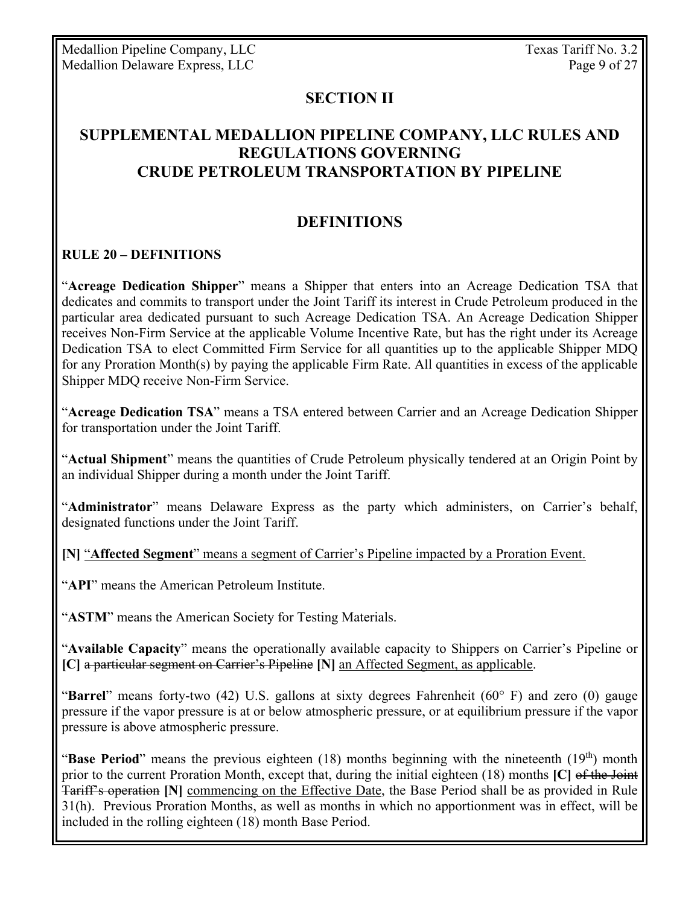## SECTION II

## SUPPLEMENTAL MEDALLION PIPELINE COMPANY, LLC RULES AND REGULATIONS GOVERNING CRUDE PETROLEUM TRANSPORTATION BY PIPELINE

## DEFINITIONS

### RULE 20 – DEFINITIONS

"**Acreage Dedication Shipper**" means a Shipper that enters into an Acreage Dedication TSA that dedicates and commits to transport under the Joint Tariff its interest in Crude Petroleum produced in the particular area dedicated pursuant to such Acreage Dedication TSA. An Acreage Dedication Shipper receives Non-Firm Service at the applicable Volume Incentive Rate, but has the right under its Acreage Dedication TSA to elect Committed Firm Service for all quantities up to the applicable Shipper MDQ for any Proration Month(s) by paying the applicable Firm Rate. All quantities in excess of the applicable Shipper MDQ receive Non-Firm Service.

"**Acreage Dedication TSA**" means a TSA entered between Carrier and an Acreage Dedication Shipper for transportation under the Joint Tariff.

"**Actual Shipment**" means the quantities of Crude Petroleum physically tendered at an Origin Point by an individual Shipper during a month under the Joint Tariff.

"**Administrator**" means Delaware Express as the party which administers, on Carrier's behalf, designated functions under the Joint Tariff.

**[N]** "**Affected Segment**" means a segment of Carrier's Pipeline impacted by a Proration Event.

"**API**" means the American Petroleum Institute.

"**ASTM**" means the American Society for Testing Materials.

"**Available Capacity**" means the operationally available capacity to Shippers on Carrier's Pipeline or **[C]** ~~a particular segment on Carrier's Pipeline~~ **[N]** an Affected Segment, as applicable.

"**Barrel**" means forty-two (42) U.S. gallons at sixty degrees Fahrenheit (60° F) and zero (0) gauge pressure if the vapor pressure is at or below atmospheric pressure, or at equilibrium pressure if the vapor pressure is above atmospheric pressure.

"**Base Period**" means the previous eighteen (18) months beginning with the nineteenth (19th) month prior to the current Proration Month, except that, during the initial eighteen (18) months **[C]** ~~of the Joint Tariff's operation~~ **[N]** commencing on the Effective Date, the Base Period shall be as provided in Rule 31(h). Previous Proration Months, as well as months in which no apportionment was in effect, will be included in the rolling eighteen (18) month Base Period.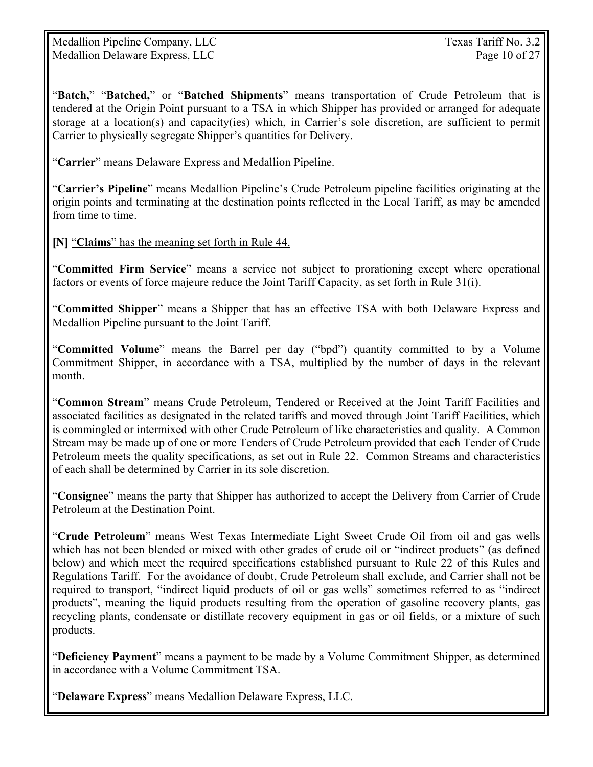"**Batch,**" "**Batched,**" or "**Batched Shipments**" means transportation of Crude Petroleum that is tendered at the Origin Point pursuant to a TSA in which Shipper has provided or arranged for adequate storage at a location(s) and capacity(ies) which, in Carrier's sole discretion, are sufficient to permit Carrier to physically segregate Shipper's quantities for Delivery.

"**Carrier**" means Delaware Express and Medallion Pipeline.

"**Carrier's Pipeline**" means Medallion Pipeline's Crude Petroleum pipeline facilities originating at the origin points and terminating at the destination points reflected in the Local Tariff, as may be amended from time to time.

**[N]** "**Claims**" has the meaning set forth in Rule 44.

"**Committed Firm Service**" means a service not subject to prorationing except where operational factors or events of force majeure reduce the Joint Tariff Capacity, as set forth in Rule 31(i).

"**Committed Shipper**" means a Shipper that has an effective TSA with both Delaware Express and Medallion Pipeline pursuant to the Joint Tariff.

"**Committed Volume**" means the Barrel per day ("bpd") quantity committed to by a Volume Commitment Shipper, in accordance with a TSA, multiplied by the number of days in the relevant month.

"**Common Stream**" means Crude Petroleum, Tendered or Received at the Joint Tariff Facilities and associated facilities as designated in the related tariffs and moved through Joint Tariff Facilities, which is commingled or intermixed with other Crude Petroleum of like characteristics and quality. A Common Stream may be made up of one or more Tenders of Crude Petroleum provided that each Tender of Crude Petroleum meets the quality specifications, as set out in Rule 22. Common Streams and characteristics of each shall be determined by Carrier in its sole discretion.

"**Consignee**" means the party that Shipper has authorized to accept the Delivery from Carrier of Crude Petroleum at the Destination Point.

"**Crude Petroleum**" means West Texas Intermediate Light Sweet Crude Oil from oil and gas wells which has not been blended or mixed with other grades of crude oil or "indirect products" (as defined below) and which meet the required specifications established pursuant to Rule 22 of this Rules and Regulations Tariff. For the avoidance of doubt, Crude Petroleum shall exclude, and Carrier shall not be required to transport, "indirect liquid products of oil or gas wells" sometimes referred to as "indirect products", meaning the liquid products resulting from the operation of gasoline recovery plants, gas recycling plants, condensate or distillate recovery equipment in gas or oil fields, or a mixture of such products.

"**Deficiency Payment**" means a payment to be made by a Volume Commitment Shipper, as determined in accordance with a Volume Commitment TSA.

"**Delaware Express**" means Medallion Delaware Express, LLC.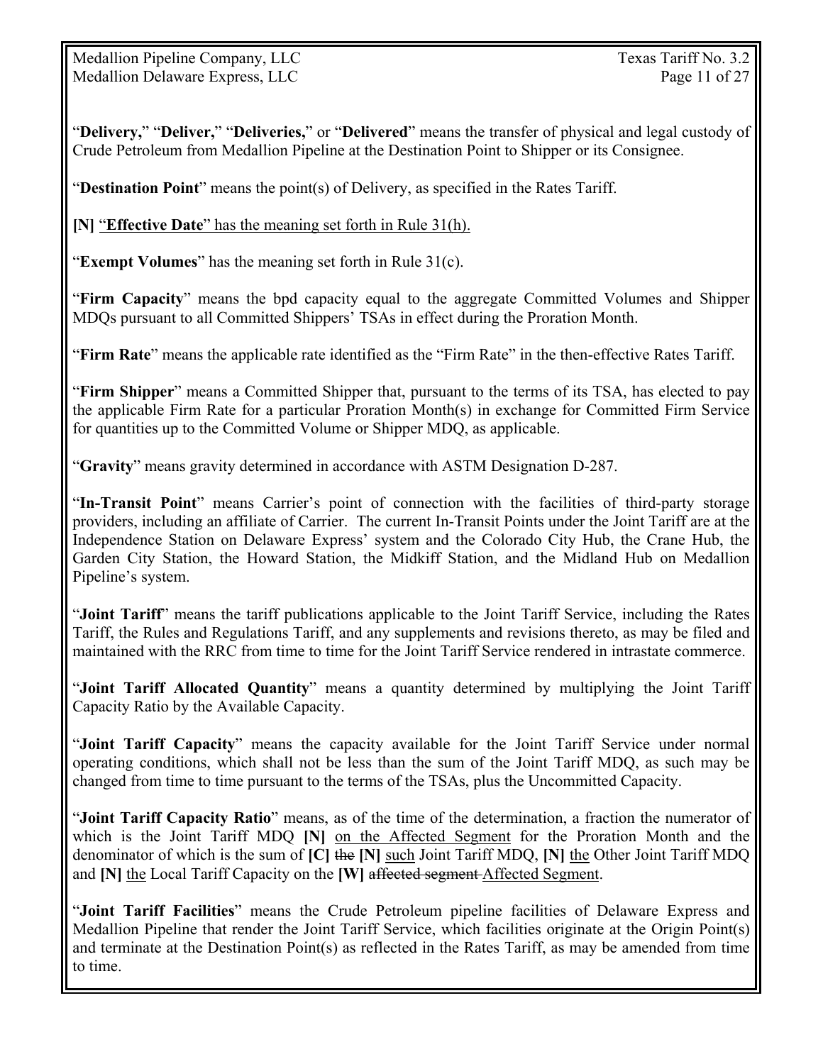"**Delivery,**" "**Deliver,**" "**Deliveries,**" or "**Delivered**" means the transfer of physical and legal custody of Crude Petroleum from Medallion Pipeline at the Destination Point to Shipper or its Consignee.

"**Destination Point**" means the point(s) of Delivery, as specified in the Rates Tariff.

**[N]** <u>"**Effective Date**" has the meaning set forth in Rule 31(h).</u>

"**Exempt Volumes**" has the meaning set forth in Rule 31(c).

"**Firm Capacity**" means the bpd capacity equal to the aggregate Committed Volumes and Shipper MDQs pursuant to all Committed Shippers' TSAs in effect during the Proration Month.

"**Firm Rate**" means the applicable rate identified as the "Firm Rate" in the then-effective Rates Tariff.

"**Firm Shipper**" means a Committed Shipper that, pursuant to the terms of its TSA, has elected to pay the applicable Firm Rate for a particular Proration Month(s) in exchange for Committed Firm Service for quantities up to the Committed Volume or Shipper MDQ, as applicable.

"**Gravity**" means gravity determined in accordance with ASTM Designation D-287.

"**In-Transit Point**" means Carrier's point of connection with the facilities of third-party storage providers, including an affiliate of Carrier. The current In-Transit Points under the Joint Tariff are at the Independence Station on Delaware Express' system and the Colorado City Hub, the Crane Hub, the Garden City Station, the Howard Station, the Midkiff Station, and the Midland Hub on Medallion Pipeline's system.

"**Joint Tariff**" means the tariff publications applicable to the Joint Tariff Service, including the Rates Tariff, the Rules and Regulations Tariff, and any supplements and revisions thereto, as may be filed and maintained with the RRC from time to time for the Joint Tariff Service rendered in intrastate commerce.

"**Joint Tariff Allocated Quantity**" means a quantity determined by multiplying the Joint Tariff Capacity Ratio by the Available Capacity.

"**Joint Tariff Capacity**" means the capacity available for the Joint Tariff Service under normal operating conditions, which shall not be less than the sum of the Joint Tariff MDQ, as such may be changed from time to time pursuant to the terms of the TSAs, plus the Uncommitted Capacity.

"**Joint Tariff Capacity Ratio**" means, as of the time of the determination, a fraction the numerator of which is the Joint Tariff MDQ **[N]** <u>on the Affected Segment</u> for the Proration Month and the denominator of which is the sum of **[C]** ~~the~~ **[N]** <u>such</u> Joint Tariff MDQ, **[N]** <u>the</u> Other Joint Tariff MDQ and **[N]** <u>the</u> Local Tariff Capacity on the **[W]** ~~affected segment~~ <u>Affected Segment</u>.

"**Joint Tariff Facilities**" means the Crude Petroleum pipeline facilities of Delaware Express and Medallion Pipeline that render the Joint Tariff Service, which facilities originate at the Origin Point(s) and terminate at the Destination Point(s) as reflected in the Rates Tariff, as may be amended from time to time.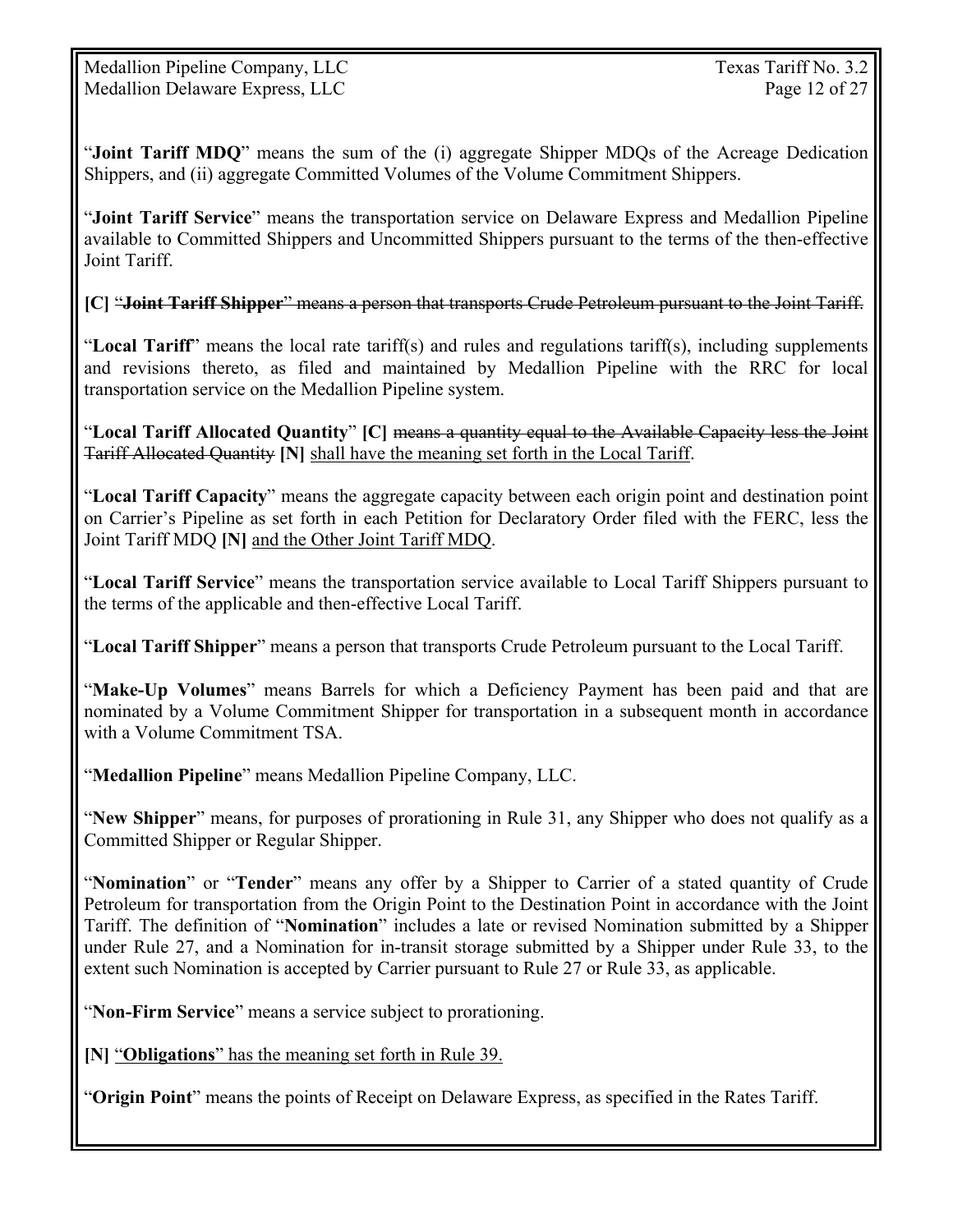"**Joint Tariff MDQ**" means the sum of the (i) aggregate Shipper MDQs of the Acreage Dedication Shippers, and (ii) aggregate Committed Volumes of the Volume Commitment Shippers.

"**Joint Tariff Service**" means the transportation service on Delaware Express and Medallion Pipeline available to Committed Shippers and Uncommitted Shippers pursuant to the terms of the then-effective Joint Tariff.

**[C]** ~~"**Joint Tariff Shipper**" means a person that transports Crude Petroleum pursuant to the Joint Tariff.~~

"**Local Tariff**" means the local rate tariff(s) and rules and regulations tariff(s), including supplements and revisions thereto, as filed and maintained by Medallion Pipeline with the RRC for local transportation service on the Medallion Pipeline system.

"**Local Tariff Allocated Quantity**" **[C]** ~~means a quantity equal to the Available Capacity less the Joint Tariff Allocated Quantity~~ **[N]** <u>shall have the meaning set forth in the Local Tariff</u>.

"**Local Tariff Capacity**" means the aggregate capacity between each origin point and destination point on Carrier's Pipeline as set forth in each Petition for Declaratory Order filed with the FERC, less the Joint Tariff MDQ **[N]** <u>and the Other Joint Tariff MDQ</u>.

"**Local Tariff Service**" means the transportation service available to Local Tariff Shippers pursuant to the terms of the applicable and then-effective Local Tariff.

"**Local Tariff Shipper**" means a person that transports Crude Petroleum pursuant to the Local Tariff.

"**Make-Up Volumes**" means Barrels for which a Deficiency Payment has been paid and that are nominated by a Volume Commitment Shipper for transportation in a subsequent month in accordance with a Volume Commitment TSA.

"**Medallion Pipeline**" means Medallion Pipeline Company, LLC.

"**New Shipper**" means, for purposes of prorationing in Rule 31, any Shipper who does not qualify as a Committed Shipper or Regular Shipper.

"**Nomination**" or "**Tender**" means any offer by a Shipper to Carrier of a stated quantity of Crude Petroleum for transportation from the Origin Point to the Destination Point in accordance with the Joint Tariff. The definition of "**Nomination**" includes a late or revised Nomination submitted by a Shipper under Rule 27, and a Nomination for in-transit storage submitted by a Shipper under Rule 33, to the extent such Nomination is accepted by Carrier pursuant to Rule 27 or Rule 33, as applicable.

"**Non-Firm Service**" means a service subject to prorationing.

**[N]** <u>"**Obligations**" has the meaning set forth in Rule 39.</u>

"**Origin Point**" means the points of Receipt on Delaware Express, as specified in the Rates Tariff.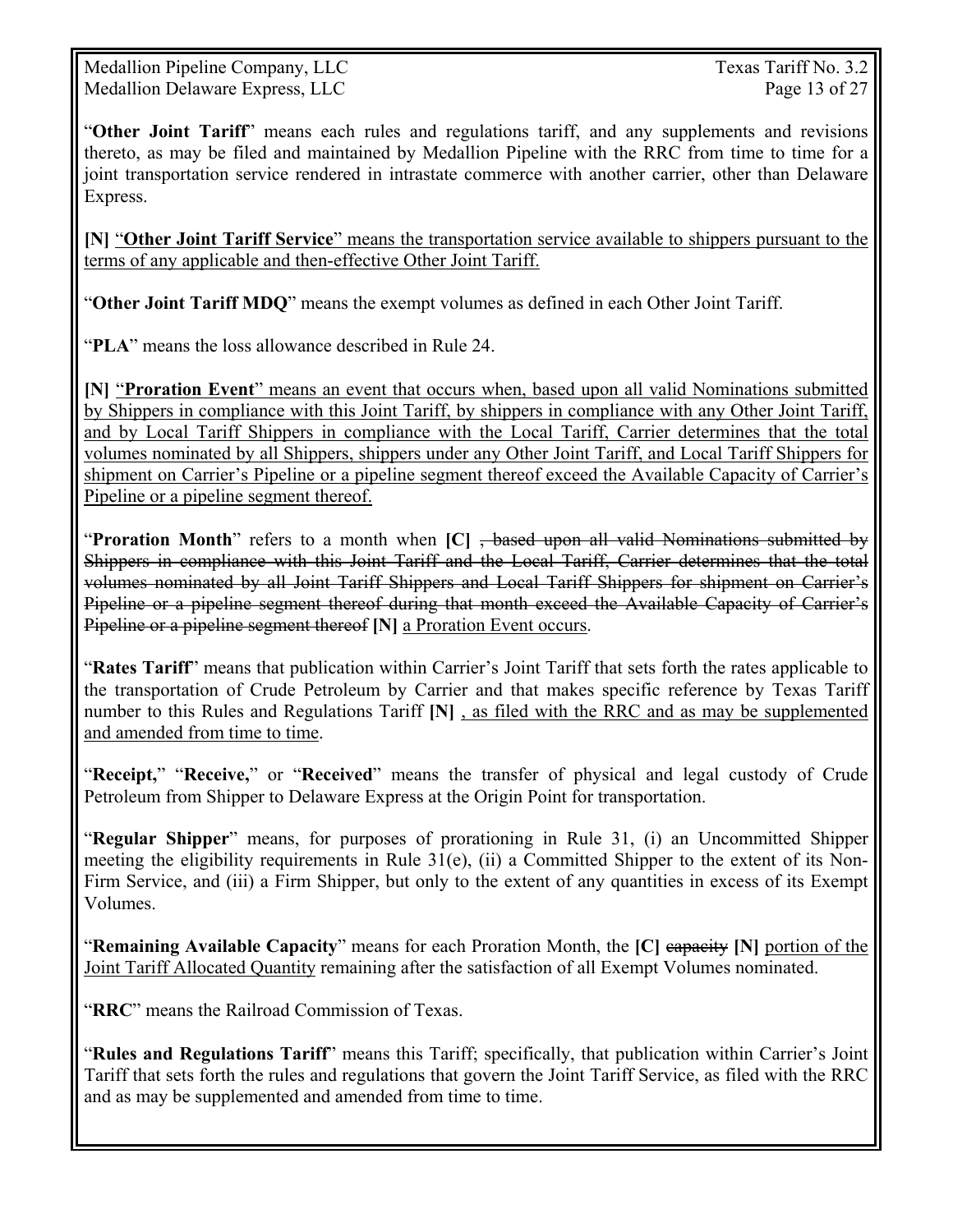"**Other Joint Tariff**" means each rules and regulations tariff, and any supplements and revisions thereto, as may be filed and maintained by Medallion Pipeline with the RRC from time to time for a joint transportation service rendered in intrastate commerce with another carrier, other than Delaware Express.

**[N]** "**Other Joint Tariff Service**" <u>means the transportation service available to shippers pursuant to the terms of any applicable and then-effective Other Joint Tariff.</u>

"**Other Joint Tariff MDQ**" means the exempt volumes as defined in each Other Joint Tariff.

"**PLA**" means the loss allowance described in Rule 24.

**[N]** "**Proration Event**" <u>means an event that occurs when, based upon all valid Nominations submitted by Shippers in compliance with this Joint Tariff, by shippers in compliance with any Other Joint Tariff, and by Local Tariff Shippers in compliance with the Local Tariff, Carrier determines that the total volumes nominated by all Shippers, shippers under any Other Joint Tariff, and Local Tariff Shippers for shipment on Carrier's Pipeline or a pipeline segment thereof exceed the Available Capacity of Carrier's Pipeline or a pipeline segment thereof.</u>

"**Proration Month**" refers to a month when **[C]** ~~, based upon all valid Nominations submitted by Shippers in compliance with this Joint Tariff and the Local Tariff, Carrier determines that the total volumes nominated by all Joint Tariff Shippers and Local Tariff Shippers for shipment on Carrier's Pipeline or a pipeline segment thereof during that month exceed the Available Capacity of Carrier's Pipeline or a pipeline segment thereof~~ **[N]** <u>a Proration Event occurs</u>.

"**Rates Tariff**" means that publication within Carrier's Joint Tariff that sets forth the rates applicable to the transportation of Crude Petroleum by Carrier and that makes specific reference by Texas Tariff number to this Rules and Regulations Tariff **[N]** <u>, as filed with the RRC and as may be supplemented and amended from time to time</u>.

"**Receipt,**" "**Receive,**" or "**Received**" means the transfer of physical and legal custody of Crude Petroleum from Shipper to Delaware Express at the Origin Point for transportation.

"**Regular Shipper**" means, for purposes of prorationing in Rule 31, (i) an Uncommitted Shipper meeting the eligibility requirements in Rule 31(e), (ii) a Committed Shipper to the extent of its Non-Firm Service, and (iii) a Firm Shipper, but only to the extent of any quantities in excess of its Exempt Volumes.

"**Remaining Available Capacity**" means for each Proration Month, the **[C]** ~~capacity~~ **[N]** <u>portion of the Joint Tariff Allocated Quantity</u> remaining after the satisfaction of all Exempt Volumes nominated.

"**RRC**" means the Railroad Commission of Texas.

"**Rules and Regulations Tariff**" means this Tariff; specifically, that publication within Carrier's Joint Tariff that sets forth the rules and regulations that govern the Joint Tariff Service, as filed with the RRC and as may be supplemented and amended from time to time.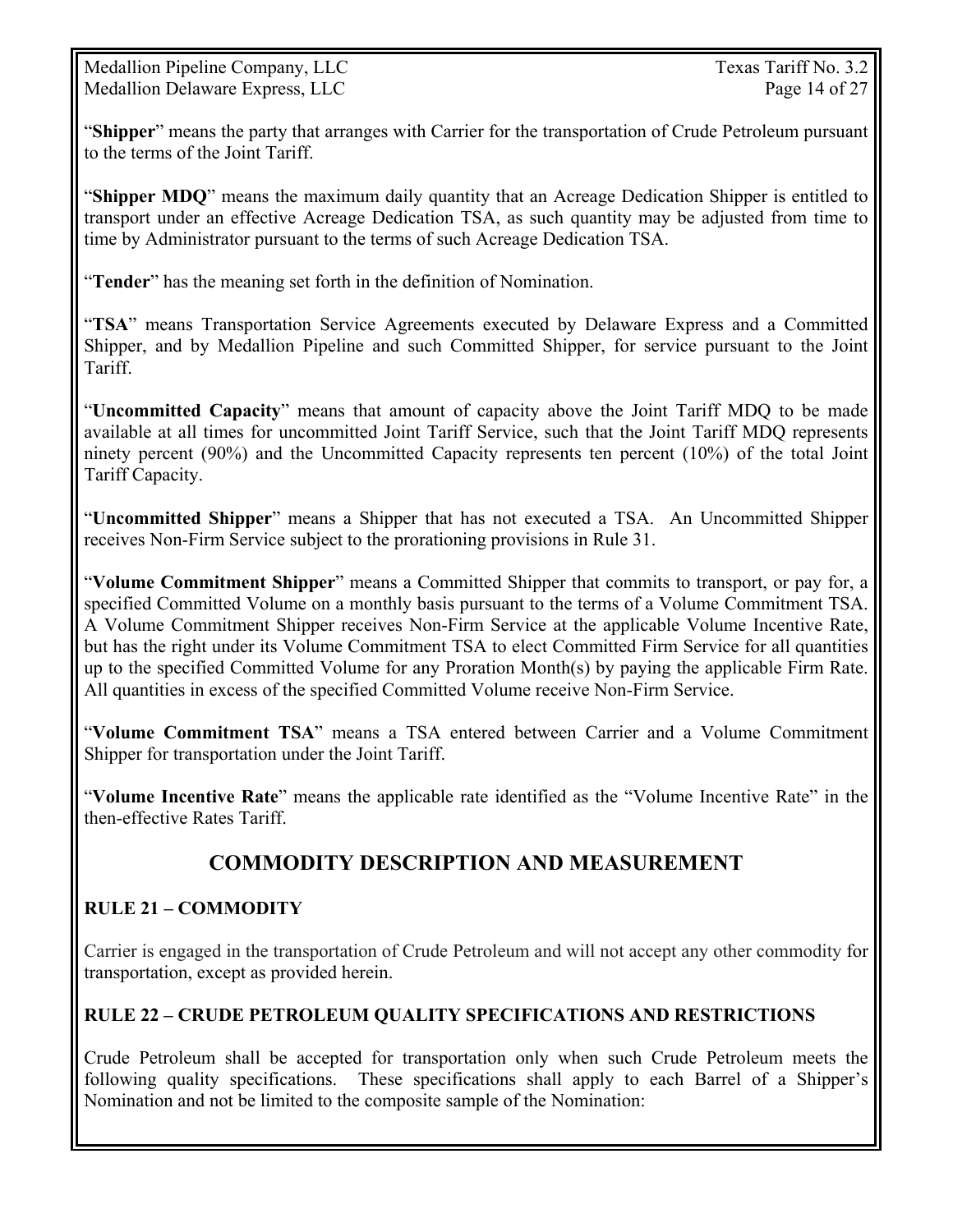"**Shipper**" means the party that arranges with Carrier for the transportation of Crude Petroleum pursuant to the terms of the Joint Tariff.

"**Shipper MDQ**" means the maximum daily quantity that an Acreage Dedication Shipper is entitled to transport under an effective Acreage Dedication TSA, as such quantity may be adjusted from time to time by Administrator pursuant to the terms of such Acreage Dedication TSA.

"**Tender**" has the meaning set forth in the definition of Nomination.

"**TSA**" means Transportation Service Agreements executed by Delaware Express and a Committed Shipper, and by Medallion Pipeline and such Committed Shipper, for service pursuant to the Joint Tariff.

"**Uncommitted Capacity**" means that amount of capacity above the Joint Tariff MDQ to be made available at all times for uncommitted Joint Tariff Service, such that the Joint Tariff MDQ represents ninety percent (90%) and the Uncommitted Capacity represents ten percent (10%) of the total Joint Tariff Capacity.

"**Uncommitted Shipper**" means a Shipper that has not executed a TSA. An Uncommitted Shipper receives Non-Firm Service subject to the prorationing provisions in Rule 31.

"**Volume Commitment Shipper**" means a Committed Shipper that commits to transport, or pay for, a specified Committed Volume on a monthly basis pursuant to the terms of a Volume Commitment TSA. A Volume Commitment Shipper receives Non-Firm Service at the applicable Volume Incentive Rate, but has the right under its Volume Commitment TSA to elect Committed Firm Service for all quantities up to the specified Committed Volume for any Proration Month(s) by paying the applicable Firm Rate. All quantities in excess of the specified Committed Volume receive Non-Firm Service.

"**Volume Commitment TSA**" means a TSA entered between Carrier and a Volume Commitment Shipper for transportation under the Joint Tariff.

"**Volume Incentive Rate**" means the applicable rate identified as the "Volume Incentive Rate" in the then-effective Rates Tariff.

## COMMODITY DESCRIPTION AND MEASUREMENT

### RULE 21 – COMMODITY

Carrier is engaged in the transportation of Crude Petroleum and will not accept any other commodity for transportation, except as provided herein.

### RULE 22 – CRUDE PETROLEUM QUALITY SPECIFICATIONS AND RESTRICTIONS

Crude Petroleum shall be accepted for transportation only when such Crude Petroleum meets the following quality specifications. These specifications shall apply to each Barrel of a Shipper's Nomination and not be limited to the composite sample of the Nomination: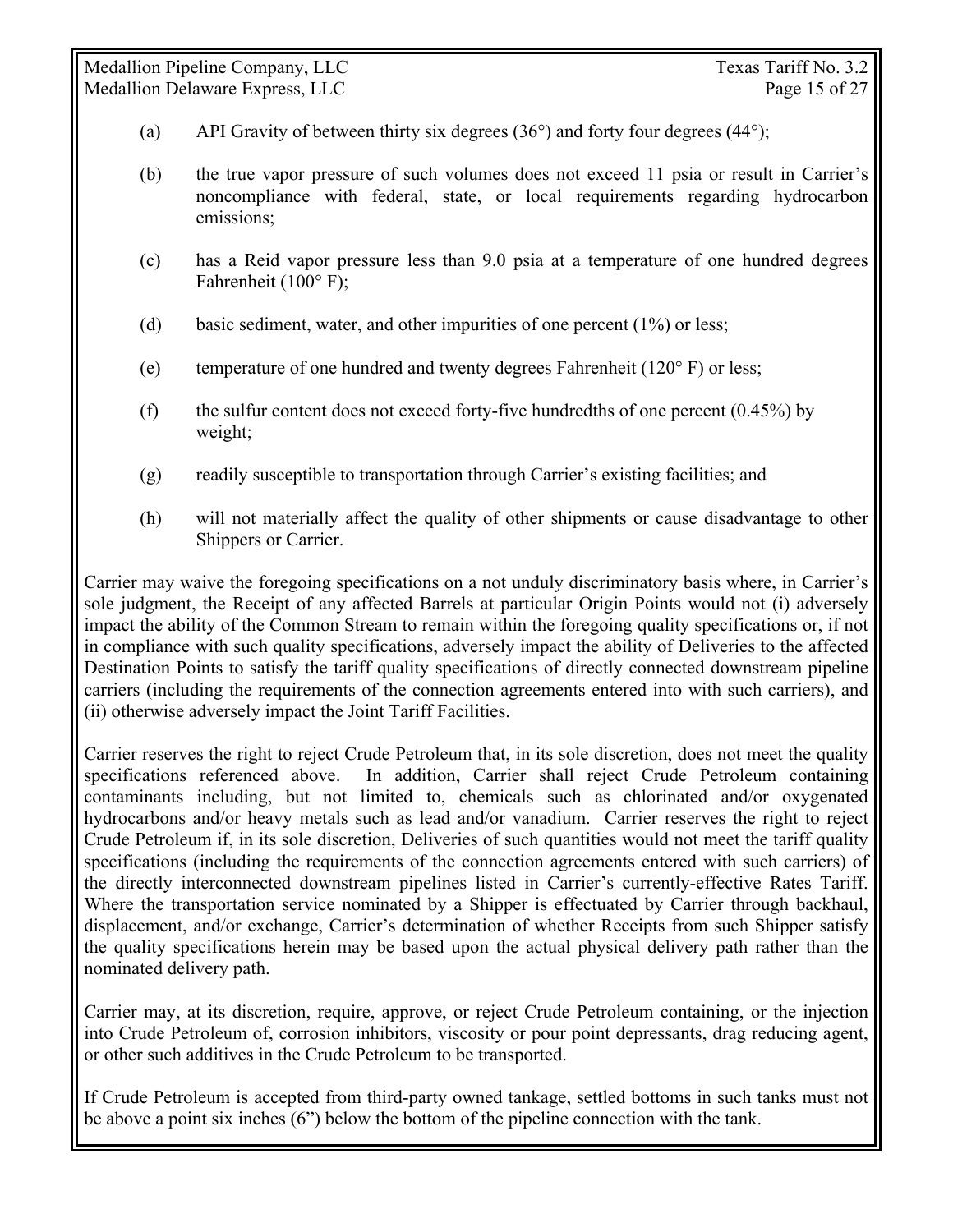(a) API Gravity of between thirty six degrees (36°) and forty four degrees (44°);

(b) the true vapor pressure of such volumes does not exceed 11 psia or result in Carrier's noncompliance with federal, state, or local requirements regarding hydrocarbon emissions;

(c) has a Reid vapor pressure less than 9.0 psia at a temperature of one hundred degrees Fahrenheit (100° F);

(d) basic sediment, water, and other impurities of one percent (1%) or less;

(e) temperature of one hundred and twenty degrees Fahrenheit (120° F) or less;

(f) the sulfur content does not exceed forty-five hundredths of one percent (0.45%) by weight;

(g) readily susceptible to transportation through Carrier's existing facilities; and

(h) will not materially affect the quality of other shipments or cause disadvantage to other Shippers or Carrier.

Carrier may waive the foregoing specifications on a not unduly discriminatory basis where, in Carrier's sole judgment, the Receipt of any affected Barrels at particular Origin Points would not (i) adversely impact the ability of the Common Stream to remain within the foregoing quality specifications or, if not in compliance with such quality specifications, adversely impact the ability of Deliveries to the affected Destination Points to satisfy the tariff quality specifications of directly connected downstream pipeline carriers (including the requirements of the connection agreements entered into with such carriers), and (ii) otherwise adversely impact the Joint Tariff Facilities.

Carrier reserves the right to reject Crude Petroleum that, in its sole discretion, does not meet the quality specifications referenced above. In addition, Carrier shall reject Crude Petroleum containing contaminants including, but not limited to, chemicals such as chlorinated and/or oxygenated hydrocarbons and/or heavy metals such as lead and/or vanadium. Carrier reserves the right to reject Crude Petroleum if, in its sole discretion, Deliveries of such quantities would not meet the tariff quality specifications (including the requirements of the connection agreements entered with such carriers) of the directly interconnected downstream pipelines listed in Carrier's currently-effective Rates Tariff. Where the transportation service nominated by a Shipper is effectuated by Carrier through backhaul, displacement, and/or exchange, Carrier's determination of whether Receipts from such Shipper satisfy the quality specifications herein may be based upon the actual physical delivery path rather than the nominated delivery path.

Carrier may, at its discretion, require, approve, or reject Crude Petroleum containing, or the injection into Crude Petroleum of, corrosion inhibitors, viscosity or pour point depressants, drag reducing agent, or other such additives in the Crude Petroleum to be transported.

If Crude Petroleum is accepted from third-party owned tankage, settled bottoms in such tanks must not be above a point six inches (6") below the bottom of the pipeline connection with the tank.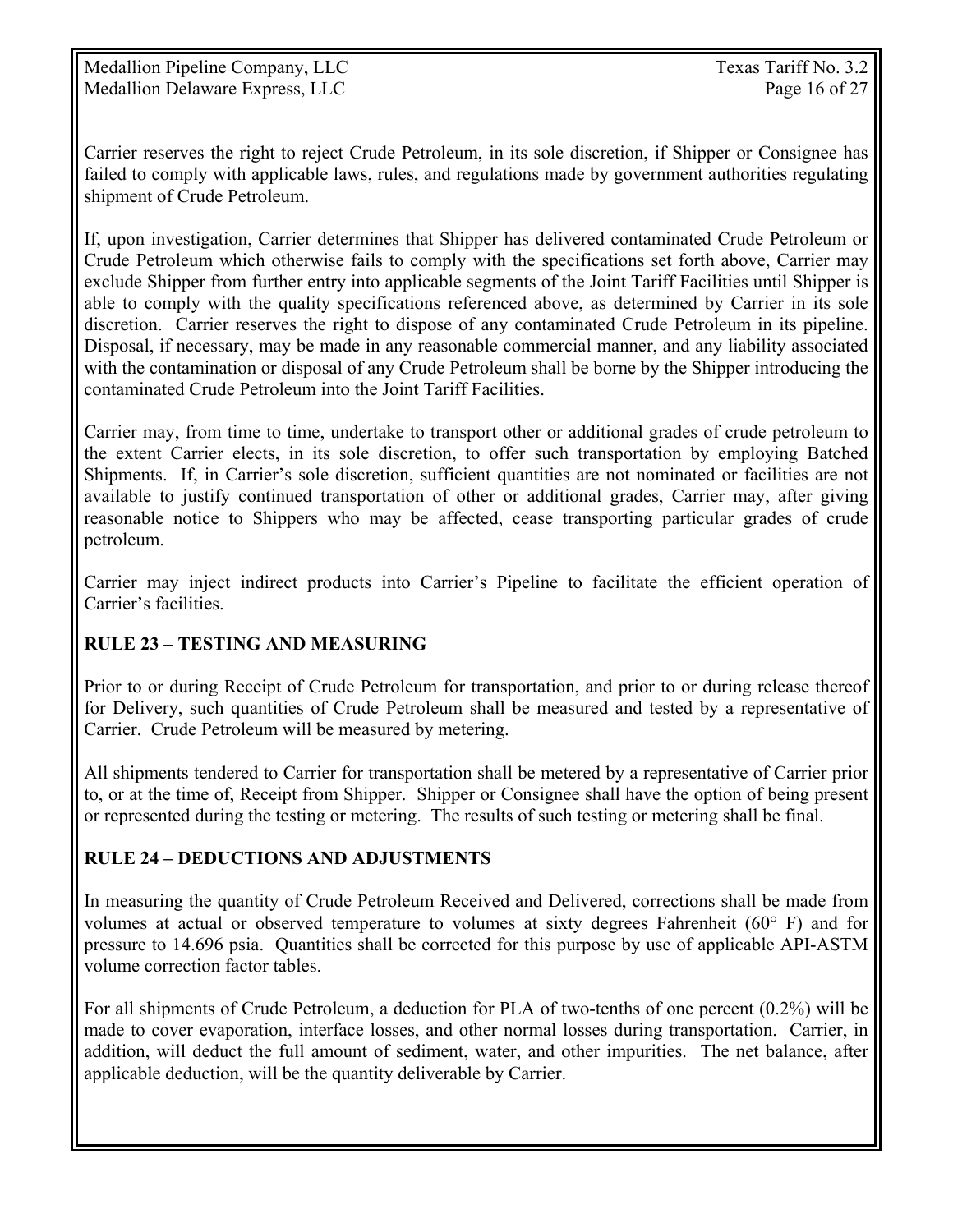Carrier reserves the right to reject Crude Petroleum, in its sole discretion, if Shipper or Consignee has failed to comply with applicable laws, rules, and regulations made by government authorities regulating shipment of Crude Petroleum.

If, upon investigation, Carrier determines that Shipper has delivered contaminated Crude Petroleum or Crude Petroleum which otherwise fails to comply with the specifications set forth above, Carrier may exclude Shipper from further entry into applicable segments of the Joint Tariff Facilities until Shipper is able to comply with the quality specifications referenced above, as determined by Carrier in its sole discretion. Carrier reserves the right to dispose of any contaminated Crude Petroleum in its pipeline. Disposal, if necessary, may be made in any reasonable commercial manner, and any liability associated with the contamination or disposal of any Crude Petroleum shall be borne by the Shipper introducing the contaminated Crude Petroleum into the Joint Tariff Facilities.

Carrier may, from time to time, undertake to transport other or additional grades of crude petroleum to the extent Carrier elects, in its sole discretion, to offer such transportation by employing Batched Shipments. If, in Carrier's sole discretion, sufficient quantities are not nominated or facilities are not available to justify continued transportation of other or additional grades, Carrier may, after giving reasonable notice to Shippers who may be affected, cease transporting particular grades of crude petroleum.

Carrier may inject indirect products into Carrier's Pipeline to facilitate the efficient operation of Carrier's facilities.

## RULE 23 – TESTING AND MEASURING

Prior to or during Receipt of Crude Petroleum for transportation, and prior to or during release thereof for Delivery, such quantities of Crude Petroleum shall be measured and tested by a representative of Carrier. Crude Petroleum will be measured by metering.

All shipments tendered to Carrier for transportation shall be metered by a representative of Carrier prior to, or at the time of, Receipt from Shipper. Shipper or Consignee shall have the option of being present or represented during the testing or metering. The results of such testing or metering shall be final.

## RULE 24 – DEDUCTIONS AND ADJUSTMENTS

In measuring the quantity of Crude Petroleum Received and Delivered, corrections shall be made from volumes at actual or observed temperature to volumes at sixty degrees Fahrenheit (60° F) and for pressure to 14.696 psia. Quantities shall be corrected for this purpose by use of applicable API-ASTM volume correction factor tables.

For all shipments of Crude Petroleum, a deduction for PLA of two-tenths of one percent (0.2%) will be made to cover evaporation, interface losses, and other normal losses during transportation. Carrier, in addition, will deduct the full amount of sediment, water, and other impurities. The net balance, after applicable deduction, will be the quantity deliverable by Carrier.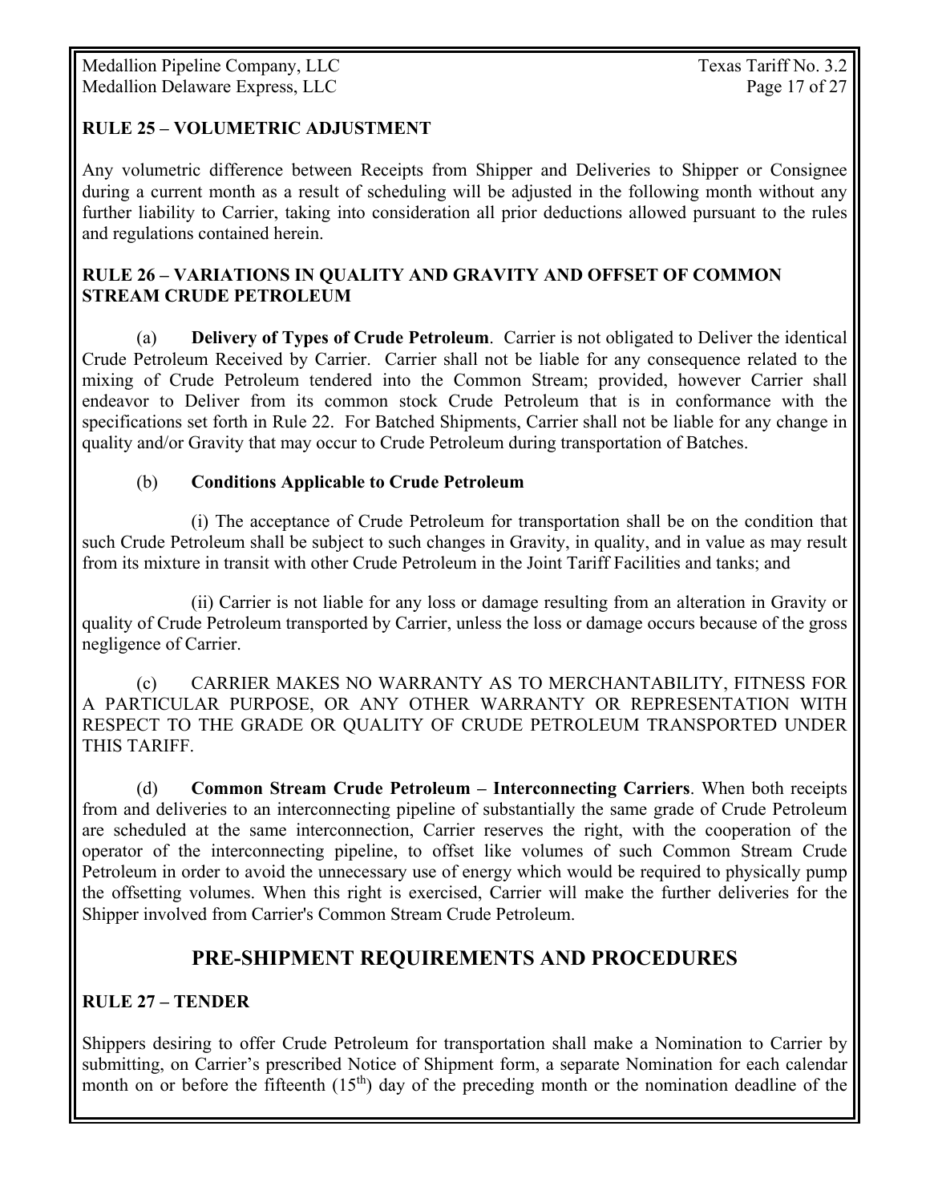## RULE 25 – VOLUMETRIC ADJUSTMENT

Any volumetric difference between Receipts from Shipper and Deliveries to Shipper or Consignee during a current month as a result of scheduling will be adjusted in the following month without any further liability to Carrier, taking into consideration all prior deductions allowed pursuant to the rules and regulations contained herein.

## RULE 26 – VARIATIONS IN QUALITY AND GRAVITY AND OFFSET OF COMMON STREAM CRUDE PETROLEUM

(a) **Delivery of Types of Crude Petroleum**. Carrier is not obligated to Deliver the identical Crude Petroleum Received by Carrier. Carrier shall not be liable for any consequence related to the mixing of Crude Petroleum tendered into the Common Stream; provided, however Carrier shall endeavor to Deliver from its common stock Crude Petroleum that is in conformance with the specifications set forth in Rule 22. For Batched Shipments, Carrier shall not be liable for any change in quality and/or Gravity that may occur to Crude Petroleum during transportation of Batches.

(b) **Conditions Applicable to Crude Petroleum**

(i) The acceptance of Crude Petroleum for transportation shall be on the condition that such Crude Petroleum shall be subject to such changes in Gravity, in quality, and in value as may result from its mixture in transit with other Crude Petroleum in the Joint Tariff Facilities and tanks; and

(ii) Carrier is not liable for any loss or damage resulting from an alteration in Gravity or quality of Crude Petroleum transported by Carrier, unless the loss or damage occurs because of the gross negligence of Carrier.

(c) CARRIER MAKES NO WARRANTY AS TO MERCHANTABILITY, FITNESS FOR A PARTICULAR PURPOSE, OR ANY OTHER WARRANTY OR REPRESENTATION WITH RESPECT TO THE GRADE OR QUALITY OF CRUDE PETROLEUM TRANSPORTED UNDER THIS TARIFF.

(d) **Common Stream Crude Petroleum – Interconnecting Carriers**. When both receipts from and deliveries to an interconnecting pipeline of substantially the same grade of Crude Petroleum are scheduled at the same interconnection, Carrier reserves the right, with the cooperation of the operator of the interconnecting pipeline, to offset like volumes of such Common Stream Crude Petroleum in order to avoid the unnecessary use of energy which would be required to physically pump the offsetting volumes. When this right is exercised, Carrier will make the further deliveries for the Shipper involved from Carrier's Common Stream Crude Petroleum.

# PRE-SHIPMENT REQUIREMENTS AND PROCEDURES

## RULE 27 – TENDER

Shippers desiring to offer Crude Petroleum for transportation shall make a Nomination to Carrier by submitting, on Carrier's prescribed Notice of Shipment form, a separate Nomination for each calendar month on or before the fifteenth (15th) day of the preceding month or the nomination deadline of the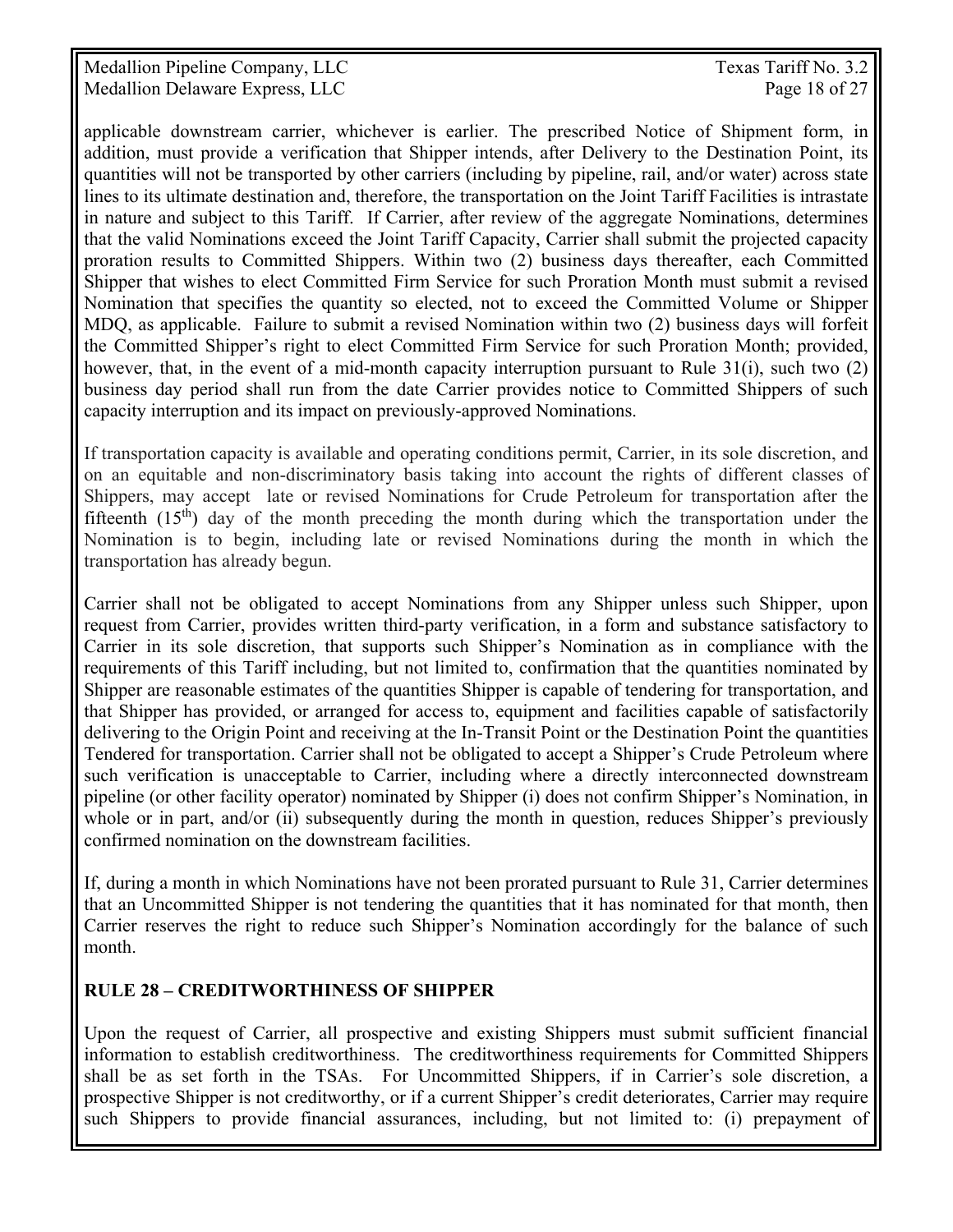applicable downstream carrier, whichever is earlier. The prescribed Notice of Shipment form, in addition, must provide a verification that Shipper intends, after Delivery to the Destination Point, its quantities will not be transported by other carriers (including by pipeline, rail, and/or water) across state lines to its ultimate destination and, therefore, the transportation on the Joint Tariff Facilities is intrastate in nature and subject to this Tariff. If Carrier, after review of the aggregate Nominations, determines that the valid Nominations exceed the Joint Tariff Capacity, Carrier shall submit the projected capacity proration results to Committed Shippers. Within two (2) business days thereafter, each Committed Shipper that wishes to elect Committed Firm Service for such Proration Month must submit a revised Nomination that specifies the quantity so elected, not to exceed the Committed Volume or Shipper MDQ, as applicable. Failure to submit a revised Nomination within two (2) business days will forfeit the Committed Shipper's right to elect Committed Firm Service for such Proration Month; provided, however, that, in the event of a mid-month capacity interruption pursuant to Rule 31(i), such two (2) business day period shall run from the date Carrier provides notice to Committed Shippers of such capacity interruption and its impact on previously-approved Nominations.

If transportation capacity is available and operating conditions permit, Carrier, in its sole discretion, and on an equitable and non-discriminatory basis taking into account the rights of different classes of Shippers, may accept late or revised Nominations for Crude Petroleum for transportation after the fifteenth (15th) day of the month preceding the month during which the transportation under the Nomination is to begin, including late or revised Nominations during the month in which the transportation has already begun.

Carrier shall not be obligated to accept Nominations from any Shipper unless such Shipper, upon request from Carrier, provides written third-party verification, in a form and substance satisfactory to Carrier in its sole discretion, that supports such Shipper's Nomination as in compliance with the requirements of this Tariff including, but not limited to, confirmation that the quantities nominated by Shipper are reasonable estimates of the quantities Shipper is capable of tendering for transportation, and that Shipper has provided, or arranged for access to, equipment and facilities capable of satisfactorily delivering to the Origin Point and receiving at the In-Transit Point or the Destination Point the quantities Tendered for transportation. Carrier shall not be obligated to accept a Shipper's Crude Petroleum where such verification is unacceptable to Carrier, including where a directly interconnected downstream pipeline (or other facility operator) nominated by Shipper (i) does not confirm Shipper's Nomination, in whole or in part, and/or (ii) subsequently during the month in question, reduces Shipper's previously confirmed nomination on the downstream facilities.

If, during a month in which Nominations have not been prorated pursuant to Rule 31, Carrier determines that an Uncommitted Shipper is not tendering the quantities that it has nominated for that month, then Carrier reserves the right to reduce such Shipper's Nomination accordingly for the balance of such month.

## RULE 28 – CREDITWORTHINESS OF SHIPPER

Upon the request of Carrier, all prospective and existing Shippers must submit sufficient financial information to establish creditworthiness. The creditworthiness requirements for Committed Shippers shall be as set forth in the TSAs. For Uncommitted Shippers, if in Carrier's sole discretion, a prospective Shipper is not creditworthy, or if a current Shipper's credit deteriorates, Carrier may require such Shippers to provide financial assurances, including, but not limited to: (i) prepayment of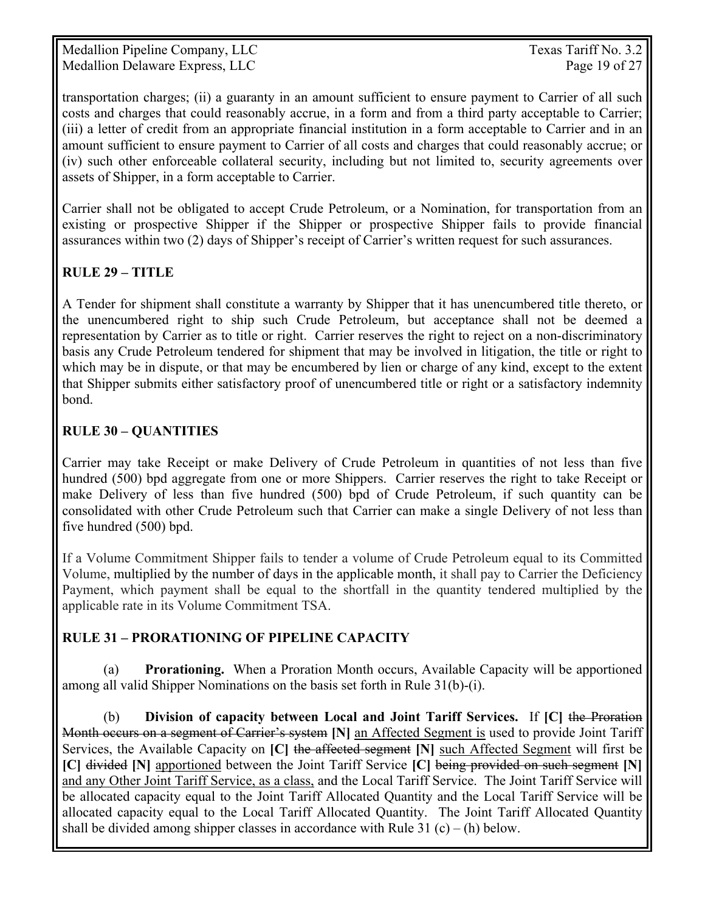transportation charges; (ii) a guaranty in an amount sufficient to ensure payment to Carrier of all such costs and charges that could reasonably accrue, in a form and from a third party acceptable to Carrier; (iii) a letter of credit from an appropriate financial institution in a form acceptable to Carrier and in an amount sufficient to ensure payment to Carrier of all costs and charges that could reasonably accrue; or (iv) such other enforceable collateral security, including but not limited to, security agreements over assets of Shipper, in a form acceptable to Carrier.

Carrier shall not be obligated to accept Crude Petroleum, or a Nomination, for transportation from an existing or prospective Shipper if the Shipper or prospective Shipper fails to provide financial assurances within two (2) days of Shipper's receipt of Carrier's written request for such assurances.

## RULE 29 – TITLE

A Tender for shipment shall constitute a warranty by Shipper that it has unencumbered title thereto, or the unencumbered right to ship such Crude Petroleum, but acceptance shall not be deemed a representation by Carrier as to title or right. Carrier reserves the right to reject on a non-discriminatory basis any Crude Petroleum tendered for shipment that may be involved in litigation, the title or right to which may be in dispute, or that may be encumbered by lien or charge of any kind, except to the extent that Shipper submits either satisfactory proof of unencumbered title or right or a satisfactory indemnity bond.

## RULE 30 – QUANTITIES

Carrier may take Receipt or make Delivery of Crude Petroleum in quantities of not less than five hundred (500) bpd aggregate from one or more Shippers. Carrier reserves the right to take Receipt or make Delivery of less than five hundred (500) bpd of Crude Petroleum, if such quantity can be consolidated with other Crude Petroleum such that Carrier can make a single Delivery of not less than five hundred (500) bpd.

If a Volume Commitment Shipper fails to tender a volume of Crude Petroleum equal to its Committed Volume, multiplied by the number of days in the applicable month, it shall pay to Carrier the Deficiency Payment, which payment shall be equal to the shortfall in the quantity tendered multiplied by the applicable rate in its Volume Commitment TSA.

## RULE 31 – PRORATIONING OF PIPELINE CAPACITY

(a) **Prorationing.** When a Proration Month occurs, Available Capacity will be apportioned among all valid Shipper Nominations on the basis set forth in Rule 31(b)-(i).

(b) **Division of capacity between Local and Joint Tariff Services.** If **[C]** ~~the Proration Month occurs on a segment of Carrier's system~~ **[N]** <u>an Affected Segment is</u> used to provide Joint Tariff Services, the Available Capacity on **[C]** ~~the affected segment~~ **[N]** <u>such Affected Segment</u> will first be **[C]** ~~divided~~ **[N]** <u>apportioned</u> between the Joint Tariff Service **[C]** ~~being provided on such segment~~ **[N]** <u>and any Other Joint Tariff Service, as a class,</u> and the Local Tariff Service. The Joint Tariff Service will be allocated capacity equal to the Joint Tariff Allocated Quantity and the Local Tariff Service will be allocated capacity equal to the Local Tariff Allocated Quantity. The Joint Tariff Allocated Quantity shall be divided among shipper classes in accordance with Rule 31 (c) – (h) below.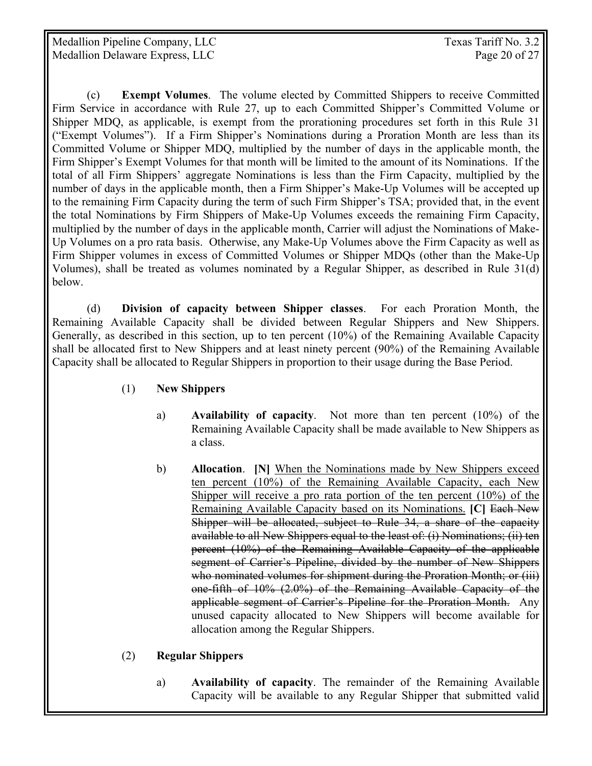(c) **Exempt Volumes**. The volume elected by Committed Shippers to receive Committed Firm Service in accordance with Rule 27, up to each Committed Shipper's Committed Volume or Shipper MDQ, as applicable, is exempt from the prorationing procedures set forth in this Rule 31 ("Exempt Volumes"). If a Firm Shipper's Nominations during a Proration Month are less than its Committed Volume or Shipper MDQ, multiplied by the number of days in the applicable month, the Firm Shipper's Exempt Volumes for that month will be limited to the amount of its Nominations. If the total of all Firm Shippers' aggregate Nominations is less than the Firm Capacity, multiplied by the number of days in the applicable month, then a Firm Shipper's Make-Up Volumes will be accepted up to the remaining Firm Capacity during the term of such Firm Shipper's TSA; provided that, in the event the total Nominations by Firm Shippers of Make-Up Volumes exceeds the remaining Firm Capacity, multiplied by the number of days in the applicable month, Carrier will adjust the Nominations of Make-Up Volumes on a pro rata basis. Otherwise, any Make-Up Volumes above the Firm Capacity as well as Firm Shipper volumes in excess of Committed Volumes or Shipper MDQs (other than the Make-Up Volumes), shall be treated as volumes nominated by a Regular Shipper, as described in Rule 31(d) below.

(d) **Division of capacity between Shipper classes**. For each Proration Month, the Remaining Available Capacity shall be divided between Regular Shippers and New Shippers. Generally, as described in this section, up to ten percent (10%) of the Remaining Available Capacity shall be allocated first to New Shippers and at least ninety percent (90%) of the Remaining Available Capacity shall be allocated to Regular Shippers in proportion to their usage during the Base Period.

(1) **New Shippers**

a) **Availability of capacity**. Not more than ten percent (10%) of the Remaining Available Capacity shall be made available to New Shippers as a class.

b) **Allocation**. **[N]** <u>When the Nominations made by New Shippers exceed ten percent (10%) of the Remaining Available Capacity, each New Shipper will receive a pro rata portion of the ten percent (10%) of the Remaining Available Capacity based on its Nominations.</u> **[C]** ~~Each New Shipper will be allocated, subject to Rule 34, a share of the capacity available to all New Shippers equal to the least of: (i) Nominations; (ii) ten percent (10%) of the Remaining Available Capacity of the applicable segment of Carrier's Pipeline, divided by the number of New Shippers who nominated volumes for shipment during the Proration Month; or (iii) one-fifth of 10% (2.0%) of the Remaining Available Capacity of the applicable segment of Carrier's Pipeline for the Proration Month.~~ Any unused capacity allocated to New Shippers will become available for allocation among the Regular Shippers.

(2) **Regular Shippers**

a) **Availability of capacity**. The remainder of the Remaining Available Capacity will be available to any Regular Shipper that submitted valid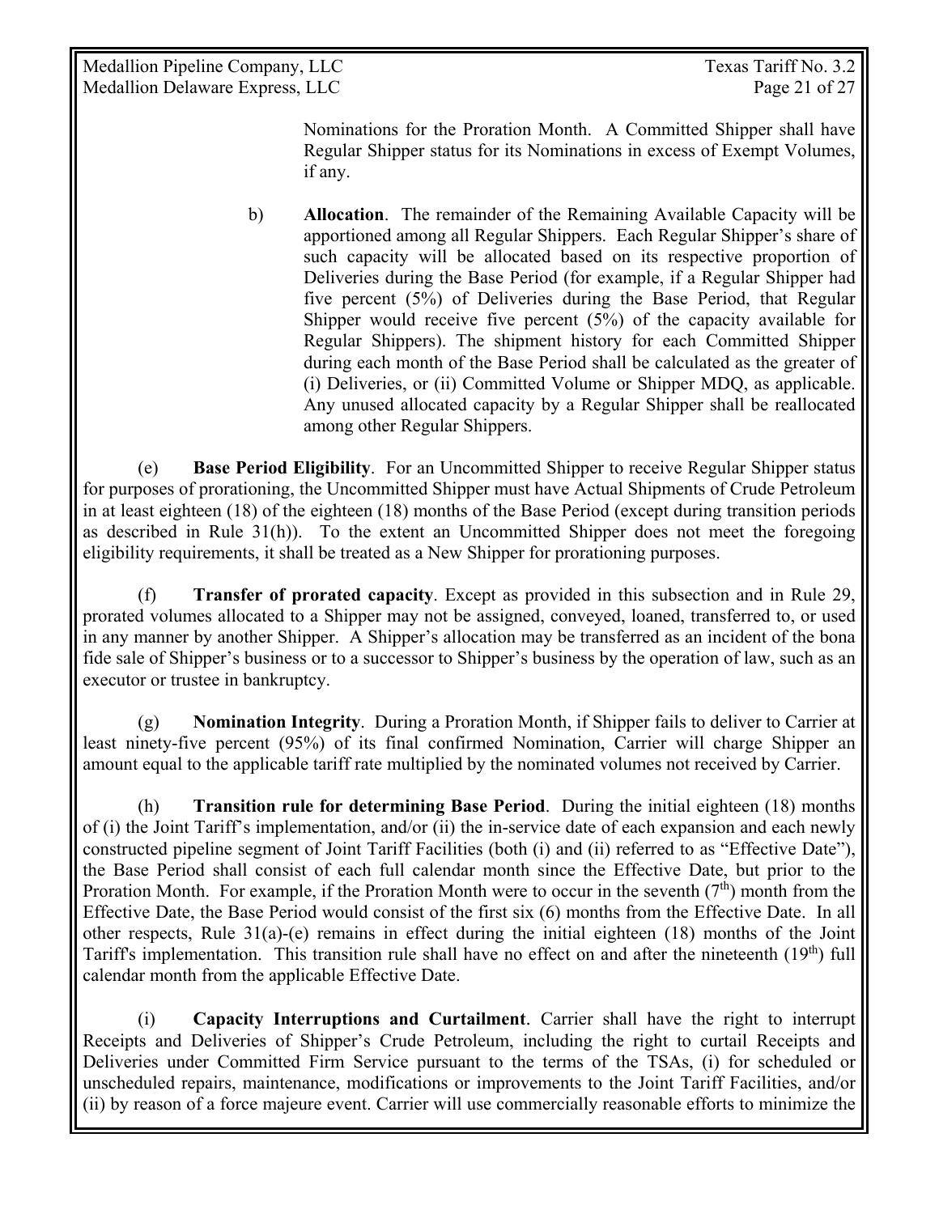Nominations for the Proration Month. A Committed Shipper shall have Regular Shipper status for its Nominations in excess of Exempt Volumes, if any.

b) **Allocation**. The remainder of the Remaining Available Capacity will be apportioned among all Regular Shippers. Each Regular Shipper's share of such capacity will be allocated based on its respective proportion of Deliveries during the Base Period (for example, if a Regular Shipper had five percent (5%) of Deliveries during the Base Period, that Regular Shipper would receive five percent (5%) of the capacity available for Regular Shippers). The shipment history for each Committed Shipper during each month of the Base Period shall be calculated as the greater of (i) Deliveries, or (ii) Committed Volume or Shipper MDQ, as applicable. Any unused allocated capacity by a Regular Shipper shall be reallocated among other Regular Shippers.

(e) **Base Period Eligibility**. For an Uncommitted Shipper to receive Regular Shipper status for purposes of prorationing, the Uncommitted Shipper must have Actual Shipments of Crude Petroleum in at least eighteen (18) of the eighteen (18) months of the Base Period (except during transition periods as described in Rule 31(h)). To the extent an Uncommitted Shipper does not meet the foregoing eligibility requirements, it shall be treated as a New Shipper for prorationing purposes.

(f) **Transfer of prorated capacity**. Except as provided in this subsection and in Rule 29, prorated volumes allocated to a Shipper may not be assigned, conveyed, loaned, transferred to, or used in any manner by another Shipper. A Shipper's allocation may be transferred as an incident of the bona fide sale of Shipper's business or to a successor to Shipper's business by the operation of law, such as an executor or trustee in bankruptcy.

(g) **Nomination Integrity**. During a Proration Month, if Shipper fails to deliver to Carrier at least ninety-five percent (95%) of its final confirmed Nomination, Carrier will charge Shipper an amount equal to the applicable tariff rate multiplied by the nominated volumes not received by Carrier.

(h) **Transition rule for determining Base Period**. During the initial eighteen (18) months of (i) the Joint Tariff's implementation, and/or (ii) the in-service date of each expansion and each newly constructed pipeline segment of Joint Tariff Facilities (both (i) and (ii) referred to as "Effective Date"), the Base Period shall consist of each full calendar month since the Effective Date, but prior to the Proration Month. For example, if the Proration Month were to occur in the seventh (7th) month from the Effective Date, the Base Period would consist of the first six (6) months from the Effective Date. In all other respects, Rule 31(a)-(e) remains in effect during the initial eighteen (18) months of the Joint Tariff's implementation. This transition rule shall have no effect on and after the nineteenth (19th) full calendar month from the applicable Effective Date.

(i) **Capacity Interruptions and Curtailment**. Carrier shall have the right to interrupt Receipts and Deliveries of Shipper's Crude Petroleum, including the right to curtail Receipts and Deliveries under Committed Firm Service pursuant to the terms of the TSAs, (i) for scheduled or unscheduled repairs, maintenance, modifications or improvements to the Joint Tariff Facilities, and/or (ii) by reason of a force majeure event. Carrier will use commercially reasonable efforts to minimize the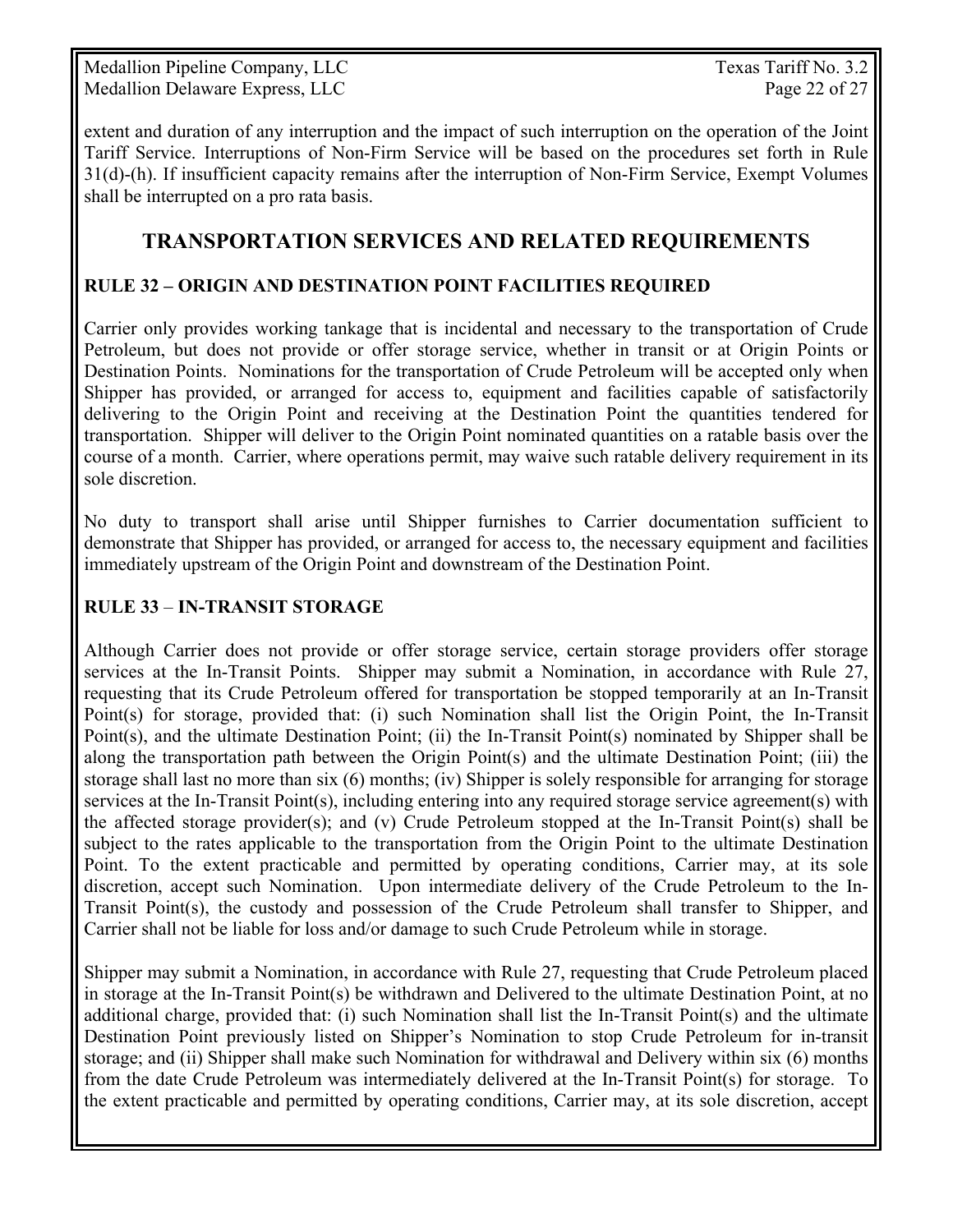extent and duration of any interruption and the impact of such interruption on the operation of the Joint Tariff Service. Interruptions of Non-Firm Service will be based on the procedures set forth in Rule 31(d)-(h). If insufficient capacity remains after the interruption of Non-Firm Service, Exempt Volumes shall be interrupted on a pro rata basis.

## TRANSPORTATION SERVICES AND RELATED REQUIREMENTS

### RULE 32 – ORIGIN AND DESTINATION POINT FACILITIES REQUIRED

Carrier only provides working tankage that is incidental and necessary to the transportation of Crude Petroleum, but does not provide or offer storage service, whether in transit or at Origin Points or Destination Points. Nominations for the transportation of Crude Petroleum will be accepted only when Shipper has provided, or arranged for access to, equipment and facilities capable of satisfactorily delivering to the Origin Point and receiving at the Destination Point the quantities tendered for transportation. Shipper will deliver to the Origin Point nominated quantities on a ratable basis over the course of a month. Carrier, where operations permit, may waive such ratable delivery requirement in its sole discretion.

No duty to transport shall arise until Shipper furnishes to Carrier documentation sufficient to demonstrate that Shipper has provided, or arranged for access to, the necessary equipment and facilities immediately upstream of the Origin Point and downstream of the Destination Point.

### RULE 33 – IN-TRANSIT STORAGE

Although Carrier does not provide or offer storage service, certain storage providers offer storage services at the In-Transit Points. Shipper may submit a Nomination, in accordance with Rule 27, requesting that its Crude Petroleum offered for transportation be stopped temporarily at an In-Transit Point(s) for storage, provided that: (i) such Nomination shall list the Origin Point, the In-Transit Point(s), and the ultimate Destination Point; (ii) the In-Transit Point(s) nominated by Shipper shall be along the transportation path between the Origin Point(s) and the ultimate Destination Point; (iii) the storage shall last no more than six (6) months; (iv) Shipper is solely responsible for arranging for storage services at the In-Transit Point(s), including entering into any required storage service agreement(s) with the affected storage provider(s); and (v) Crude Petroleum stopped at the In-Transit Point(s) shall be subject to the rates applicable to the transportation from the Origin Point to the ultimate Destination Point. To the extent practicable and permitted by operating conditions, Carrier may, at its sole discretion, accept such Nomination. Upon intermediate delivery of the Crude Petroleum to the In-Transit Point(s), the custody and possession of the Crude Petroleum shall transfer to Shipper, and Carrier shall not be liable for loss and/or damage to such Crude Petroleum while in storage.

Shipper may submit a Nomination, in accordance with Rule 27, requesting that Crude Petroleum placed in storage at the In-Transit Point(s) be withdrawn and Delivered to the ultimate Destination Point, at no additional charge, provided that: (i) such Nomination shall list the In-Transit Point(s) and the ultimate Destination Point previously listed on Shipper's Nomination to stop Crude Petroleum for in-transit storage; and (ii) Shipper shall make such Nomination for withdrawal and Delivery within six (6) months from the date Crude Petroleum was intermediately delivered at the In-Transit Point(s) for storage. To the extent practicable and permitted by operating conditions, Carrier may, at its sole discretion, accept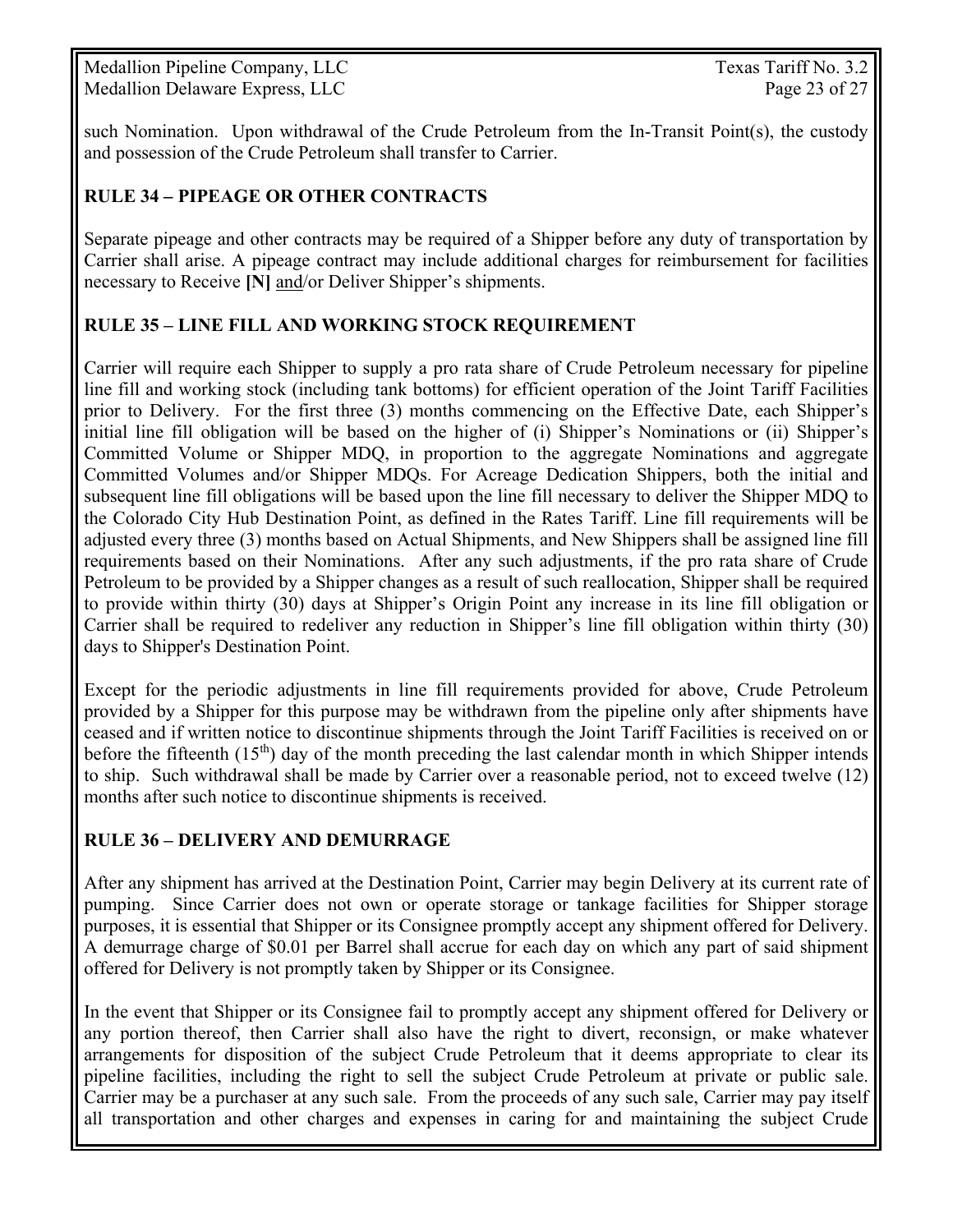such Nomination. Upon withdrawal of the Crude Petroleum from the In-Transit Point(s), the custody and possession of the Crude Petroleum shall transfer to Carrier.

## RULE 34 – PIPEAGE OR OTHER CONTRACTS

Separate pipeage and other contracts may be required of a Shipper before any duty of transportation by Carrier shall arise. A pipeage contract may include additional charges for reimbursement for facilities necessary to Receive **[N]** <u>and</u>/or Deliver Shipper's shipments.

## RULE 35 – LINE FILL AND WORKING STOCK REQUIREMENT

Carrier will require each Shipper to supply a pro rata share of Crude Petroleum necessary for pipeline line fill and working stock (including tank bottoms) for efficient operation of the Joint Tariff Facilities prior to Delivery. For the first three (3) months commencing on the Effective Date, each Shipper's initial line fill obligation will be based on the higher of (i) Shipper's Nominations or (ii) Shipper's Committed Volume or Shipper MDQ, in proportion to the aggregate Nominations and aggregate Committed Volumes and/or Shipper MDQs. For Acreage Dedication Shippers, both the initial and subsequent line fill obligations will be based upon the line fill necessary to deliver the Shipper MDQ to the Colorado City Hub Destination Point, as defined in the Rates Tariff. Line fill requirements will be adjusted every three (3) months based on Actual Shipments, and New Shippers shall be assigned line fill requirements based on their Nominations. After any such adjustments, if the pro rata share of Crude Petroleum to be provided by a Shipper changes as a result of such reallocation, Shipper shall be required to provide within thirty (30) days at Shipper's Origin Point any increase in its line fill obligation or Carrier shall be required to redeliver any reduction in Shipper's line fill obligation within thirty (30) days to Shipper's Destination Point.

Except for the periodic adjustments in line fill requirements provided for above, Crude Petroleum provided by a Shipper for this purpose may be withdrawn from the pipeline only after shipments have ceased and if written notice to discontinue shipments through the Joint Tariff Facilities is received on or before the fifteenth (15th) day of the month preceding the last calendar month in which Shipper intends to ship. Such withdrawal shall be made by Carrier over a reasonable period, not to exceed twelve (12) months after such notice to discontinue shipments is received.

## RULE 36 – DELIVERY AND DEMURRAGE

After any shipment has arrived at the Destination Point, Carrier may begin Delivery at its current rate of pumping. Since Carrier does not own or operate storage or tankage facilities for Shipper storage purposes, it is essential that Shipper or its Consignee promptly accept any shipment offered for Delivery. A demurrage charge of $0.01 per Barrel shall accrue for each day on which any part of said shipment offered for Delivery is not promptly taken by Shipper or its Consignee.

In the event that Shipper or its Consignee fail to promptly accept any shipment offered for Delivery or any portion thereof, then Carrier shall also have the right to divert, reconsign, or make whatever arrangements for disposition of the subject Crude Petroleum that it deems appropriate to clear its pipeline facilities, including the right to sell the subject Crude Petroleum at private or public sale. Carrier may be a purchaser at any such sale. From the proceeds of any such sale, Carrier may pay itself all transportation and other charges and expenses in caring for and maintaining the subject Crude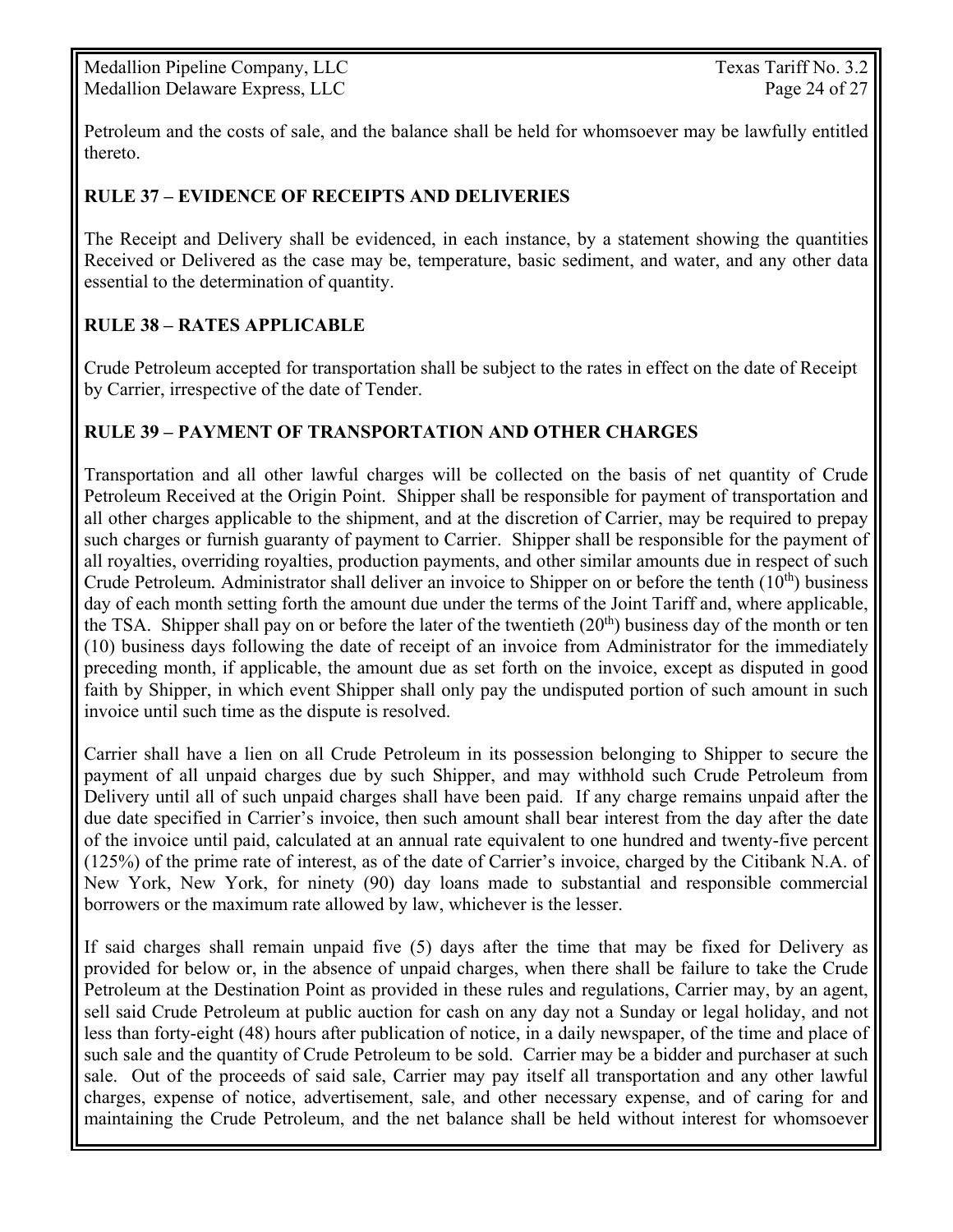Petroleum and the costs of sale, and the balance shall be held for whomsoever may be lawfully entitled thereto.

## RULE 37 – EVIDENCE OF RECEIPTS AND DELIVERIES

The Receipt and Delivery shall be evidenced, in each instance, by a statement showing the quantities Received or Delivered as the case may be, temperature, basic sediment, and water, and any other data essential to the determination of quantity.

## RULE 38 – RATES APPLICABLE

Crude Petroleum accepted for transportation shall be subject to the rates in effect on the date of Receipt by Carrier, irrespective of the date of Tender.

## RULE 39 – PAYMENT OF TRANSPORTATION AND OTHER CHARGES

Transportation and all other lawful charges will be collected on the basis of net quantity of Crude Petroleum Received at the Origin Point. Shipper shall be responsible for payment of transportation and all other charges applicable to the shipment, and at the discretion of Carrier, may be required to prepay such charges or furnish guaranty of payment to Carrier. Shipper shall be responsible for the payment of all royalties, overriding royalties, production payments, and other similar amounts due in respect of such Crude Petroleum. Administrator shall deliver an invoice to Shipper on or before the tenth (10th) business day of each month setting forth the amount due under the terms of the Joint Tariff and, where applicable, the TSA. Shipper shall pay on or before the later of the twentieth (20th) business day of the month or ten (10) business days following the date of receipt of an invoice from Administrator for the immediately preceding month, if applicable, the amount due as set forth on the invoice, except as disputed in good faith by Shipper, in which event Shipper shall only pay the undisputed portion of such amount in such invoice until such time as the dispute is resolved.

Carrier shall have a lien on all Crude Petroleum in its possession belonging to Shipper to secure the payment of all unpaid charges due by such Shipper, and may withhold such Crude Petroleum from Delivery until all of such unpaid charges shall have been paid. If any charge remains unpaid after the due date specified in Carrier's invoice, then such amount shall bear interest from the day after the date of the invoice until paid, calculated at an annual rate equivalent to one hundred and twenty-five percent (125%) of the prime rate of interest, as of the date of Carrier's invoice, charged by the Citibank N.A. of New York, New York, for ninety (90) day loans made to substantial and responsible commercial borrowers or the maximum rate allowed by law, whichever is the lesser.

If said charges shall remain unpaid five (5) days after the time that may be fixed for Delivery as provided for below or, in the absence of unpaid charges, when there shall be failure to take the Crude Petroleum at the Destination Point as provided in these rules and regulations, Carrier may, by an agent, sell said Crude Petroleum at public auction for cash on any day not a Sunday or legal holiday, and not less than forty-eight (48) hours after publication of notice, in a daily newspaper, of the time and place of such sale and the quantity of Crude Petroleum to be sold. Carrier may be a bidder and purchaser at such sale. Out of the proceeds of said sale, Carrier may pay itself all transportation and any other lawful charges, expense of notice, advertisement, sale, and other necessary expense, and of caring for and maintaining the Crude Petroleum, and the net balance shall be held without interest for whomsoever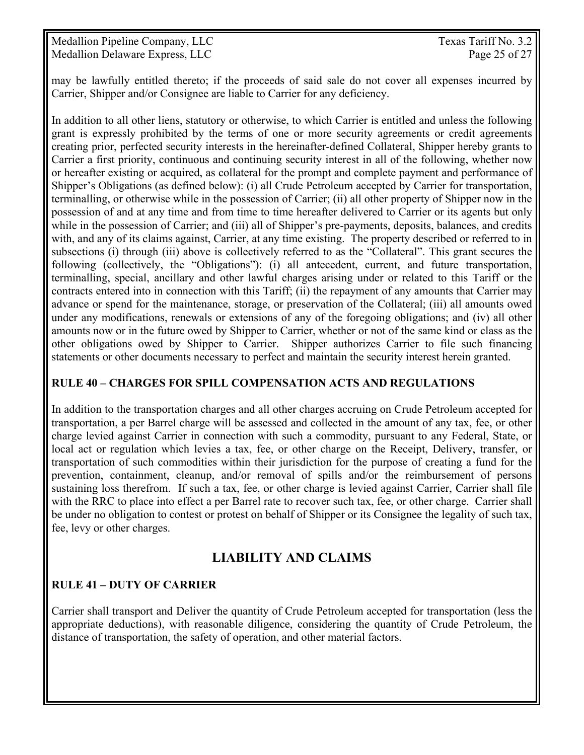may be lawfully entitled thereto; if the proceeds of said sale do not cover all expenses incurred by Carrier, Shipper and/or Consignee are liable to Carrier for any deficiency.

In addition to all other liens, statutory or otherwise, to which Carrier is entitled and unless the following grant is expressly prohibited by the terms of one or more security agreements or credit agreements creating prior, perfected security interests in the hereinafter-defined Collateral, Shipper hereby grants to Carrier a first priority, continuous and continuing security interest in all of the following, whether now or hereafter existing or acquired, as collateral for the prompt and complete payment and performance of Shipper's Obligations (as defined below): (i) all Crude Petroleum accepted by Carrier for transportation, terminalling, or otherwise while in the possession of Carrier; (ii) all other property of Shipper now in the possession of and at any time and from time to time hereafter delivered to Carrier or its agents but only while in the possession of Carrier; and (iii) all of Shipper's pre-payments, deposits, balances, and credits with, and any of its claims against, Carrier, at any time existing. The property described or referred to in subsections (i) through (iii) above is collectively referred to as the "Collateral". This grant secures the following (collectively, the "Obligations"): (i) all antecedent, current, and future transportation, terminalling, special, ancillary and other lawful charges arising under or related to this Tariff or the contracts entered into in connection with this Tariff; (ii) the repayment of any amounts that Carrier may advance or spend for the maintenance, storage, or preservation of the Collateral; (iii) all amounts owed under any modifications, renewals or extensions of any of the foregoing obligations; and (iv) all other amounts now or in the future owed by Shipper to Carrier, whether or not of the same kind or class as the other obligations owed by Shipper to Carrier. Shipper authorizes Carrier to file such financing statements or other documents necessary to perfect and maintain the security interest herein granted.

### RULE 40 – CHARGES FOR SPILL COMPENSATION ACTS AND REGULATIONS

In addition to the transportation charges and all other charges accruing on Crude Petroleum accepted for transportation, a per Barrel charge will be assessed and collected in the amount of any tax, fee, or other charge levied against Carrier in connection with such a commodity, pursuant to any Federal, State, or local act or regulation which levies a tax, fee, or other charge on the Receipt, Delivery, transfer, or transportation of such commodities within their jurisdiction for the purpose of creating a fund for the prevention, containment, cleanup, and/or removal of spills and/or the reimbursement of persons sustaining loss therefrom. If such a tax, fee, or other charge is levied against Carrier, Carrier shall file with the RRC to place into effect a per Barrel rate to recover such tax, fee, or other charge. Carrier shall be under no obligation to contest or protest on behalf of Shipper or its Consignee the legality of such tax, fee, levy or other charges.

## LIABILITY AND CLAIMS

### RULE 41 – DUTY OF CARRIER

Carrier shall transport and Deliver the quantity of Crude Petroleum accepted for transportation (less the appropriate deductions), with reasonable diligence, considering the quantity of Crude Petroleum, the distance of transportation, the safety of operation, and other material factors.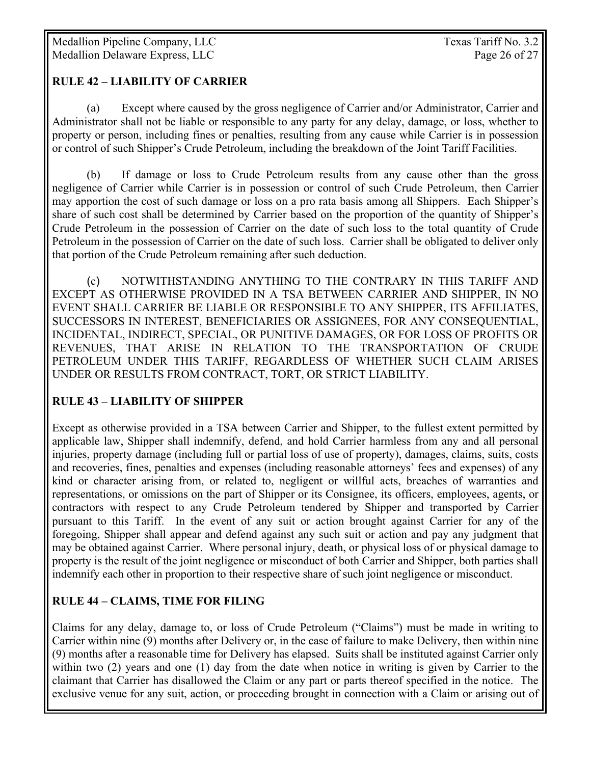## RULE 42 – LIABILITY OF CARRIER

(a) Except where caused by the gross negligence of Carrier and/or Administrator, Carrier and Administrator shall not be liable or responsible to any party for any delay, damage, or loss, whether to property or person, including fines or penalties, resulting from any cause while Carrier is in possession or control of such Shipper's Crude Petroleum, including the breakdown of the Joint Tariff Facilities.

(b) If damage or loss to Crude Petroleum results from any cause other than the gross negligence of Carrier while Carrier is in possession or control of such Crude Petroleum, then Carrier may apportion the cost of such damage or loss on a pro rata basis among all Shippers. Each Shipper's share of such cost shall be determined by Carrier based on the proportion of the quantity of Shipper's Crude Petroleum in the possession of Carrier on the date of such loss to the total quantity of Crude Petroleum in the possession of Carrier on the date of such loss. Carrier shall be obligated to deliver only that portion of the Crude Petroleum remaining after such deduction.

(c) NOTWITHSTANDING ANYTHING TO THE CONTRARY IN THIS TARIFF AND EXCEPT AS OTHERWISE PROVIDED IN A TSA BETWEEN CARRIER AND SHIPPER, IN NO EVENT SHALL CARRIER BE LIABLE OR RESPONSIBLE TO ANY SHIPPER, ITS AFFILIATES, SUCCESSORS IN INTEREST, BENEFICIARIES OR ASSIGNEES, FOR ANY CONSEQUENTIAL, INCIDENTAL, INDIRECT, SPECIAL, OR PUNITIVE DAMAGES, OR FOR LOSS OF PROFITS OR REVENUES, THAT ARISE IN RELATION TO THE TRANSPORTATION OF CRUDE PETROLEUM UNDER THIS TARIFF, REGARDLESS OF WHETHER SUCH CLAIM ARISES UNDER OR RESULTS FROM CONTRACT, TORT, OR STRICT LIABILITY.

## RULE 43 – LIABILITY OF SHIPPER

Except as otherwise provided in a TSA between Carrier and Shipper, to the fullest extent permitted by applicable law, Shipper shall indemnify, defend, and hold Carrier harmless from any and all personal injuries, property damage (including full or partial loss of use of property), damages, claims, suits, costs and recoveries, fines, penalties and expenses (including reasonable attorneys' fees and expenses) of any kind or character arising from, or related to, negligent or willful acts, breaches of warranties and representations, or omissions on the part of Shipper or its Consignee, its officers, employees, agents, or contractors with respect to any Crude Petroleum tendered by Shipper and transported by Carrier pursuant to this Tariff. In the event of any suit or action brought against Carrier for any of the foregoing, Shipper shall appear and defend against any such suit or action and pay any judgment that may be obtained against Carrier. Where personal injury, death, or physical loss of or physical damage to property is the result of the joint negligence or misconduct of both Carrier and Shipper, both parties shall indemnify each other in proportion to their respective share of such joint negligence or misconduct.

## RULE 44 – CLAIMS, TIME FOR FILING

Claims for any delay, damage to, or loss of Crude Petroleum ("Claims") must be made in writing to Carrier within nine (9) months after Delivery or, in the case of failure to make Delivery, then within nine (9) months after a reasonable time for Delivery has elapsed. Suits shall be instituted against Carrier only within two (2) years and one (1) day from the date when notice in writing is given by Carrier to the claimant that Carrier has disallowed the Claim or any part or parts thereof specified in the notice. The exclusive venue for any suit, action, or proceeding brought in connection with a Claim or arising out of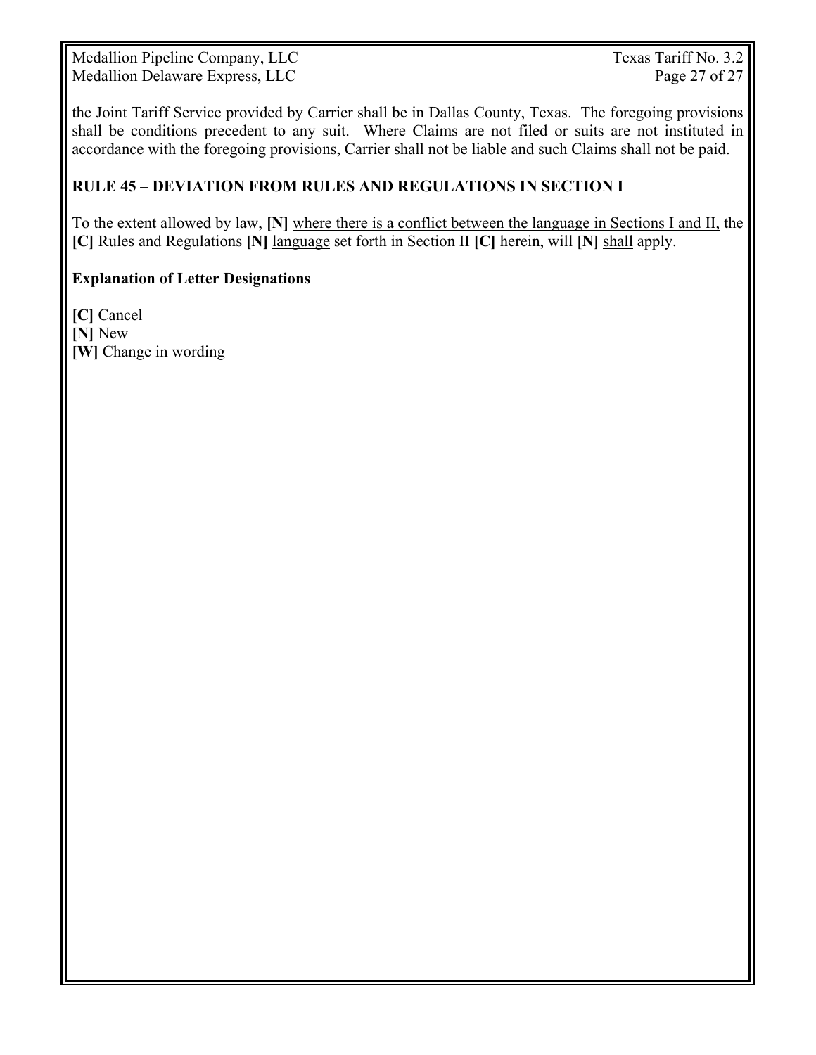the Joint Tariff Service provided by Carrier shall be in Dallas County, Texas. The foregoing provisions shall be conditions precedent to any suit. Where Claims are not filed or suits are not instituted in accordance with the foregoing provisions, Carrier shall not be liable and such Claims shall not be paid.

**RULE 45 – DEVIATION FROM RULES AND REGULATIONS IN SECTION I**

To the extent allowed by law, **[N]** <u>where there is a conflict between the language in Sections I and II,</u> the **[C]** ~~Rules and Regulations~~ **[N]** <u>language</u> set forth in Section II **[C]** ~~herein, will~~ **[N]** <u>shall</u> apply.

**Explanation of Letter Designations**

**[C]** Cancel
**[N]** New
**[W]** Change in wording